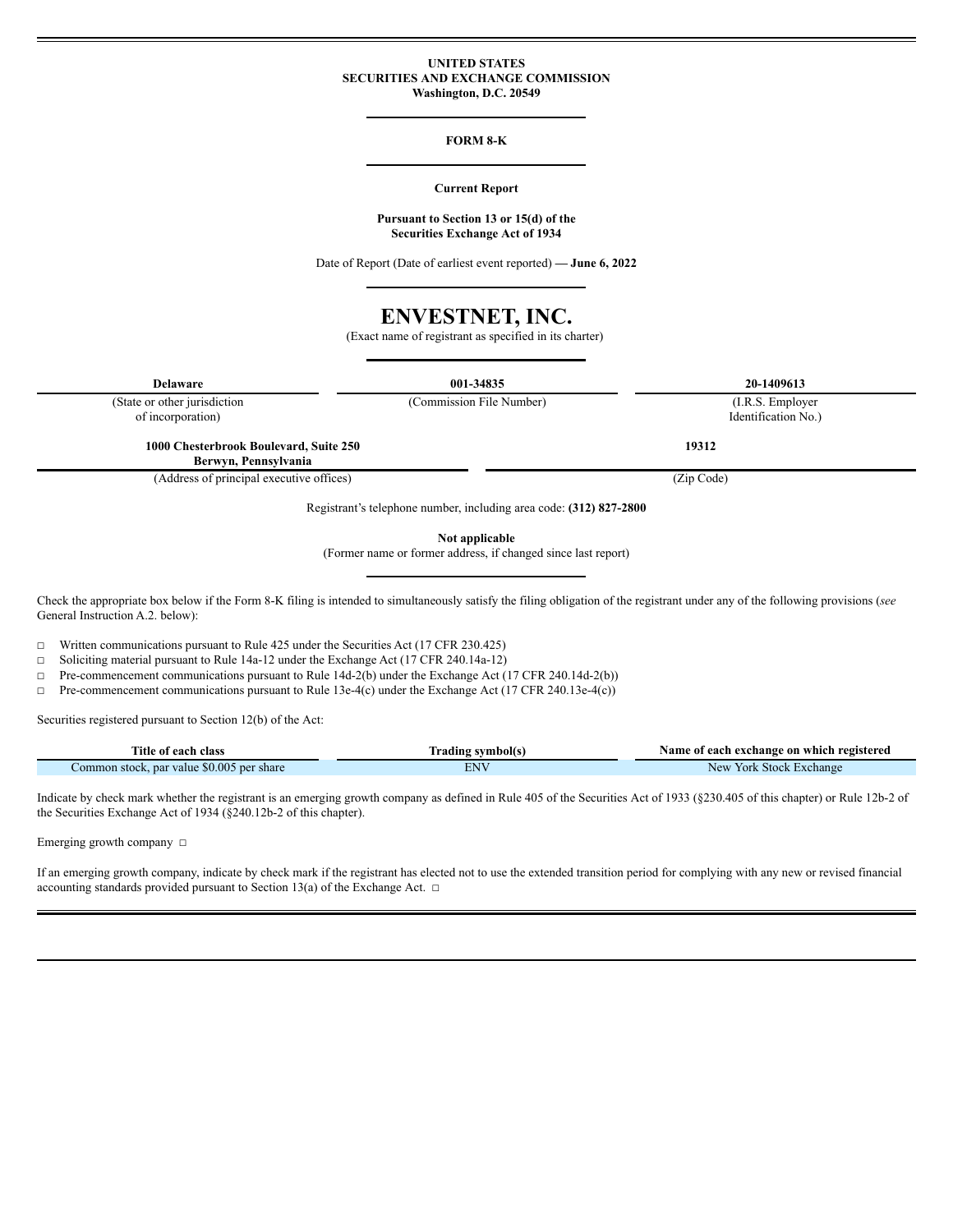**UNITED STATES**
**SECURITIES AND EXCHANGE COMMISSION**
**Washington, D.C. 20549**

**FORM 8-K**

**Current Report**

**Pursuant to Section 13 or 15(d) of the Securities Exchange Act of 1934**

Date of Report (Date of earliest event reported) — **June 6, 2022**

# ENVESTNET, INC.

(Exact name of registrant as specified in its charter)

| **Delaware** | **001-34835** | **20-1409613** |
|---|---|---|
| (State or other jurisdiction of incorporation) | (Commission File Number) | (I.R.S. Employer Identification No.) |

| **1000 Chesterbrook Boulevard, Suite 250 Berwyn, Pennsylvania** | **19312** |
|---|---|
| (Address of principal executive offices) | (Zip Code) |

Registrant's telephone number, including area code: **(312) 827-2800**

**Not applicable**
(Former name or former address, if changed since last report)

Check the appropriate box below if the Form 8-K filing is intended to simultaneously satisfy the filing obligation of the registrant under any of the following provisions (*see* General Instruction A.2. below):

☐ Written communications pursuant to Rule 425 under the Securities Act (17 CFR 230.425)

☐ Soliciting material pursuant to Rule 14a-12 under the Exchange Act (17 CFR 240.14a-12)

☐ Pre-commencement communications pursuant to Rule 14d-2(b) under the Exchange Act (17 CFR 240.14d-2(b))

☐ Pre-commencement communications pursuant to Rule 13e-4(c) under the Exchange Act (17 CFR 240.13e-4(c))

Securities registered pursuant to Section 12(b) of the Act:

| Title of each class | Trading symbol(s) | Name of each exchange on which registered |
|---|---|---|
| Common stock, par value $0.005 per share | ENV | New York Stock Exchange |

Indicate by check mark whether the registrant is an emerging growth company as defined in Rule 405 of the Securities Act of 1933 (§230.405 of this chapter) or Rule 12b-2 of the Securities Exchange Act of 1934 (§240.12b-2 of this chapter).

Emerging growth company ☐

If an emerging growth company, indicate by check mark if the registrant has elected not to use the extended transition period for complying with any new or revised financial accounting standards provided pursuant to Section 13(a) of the Exchange Act. ☐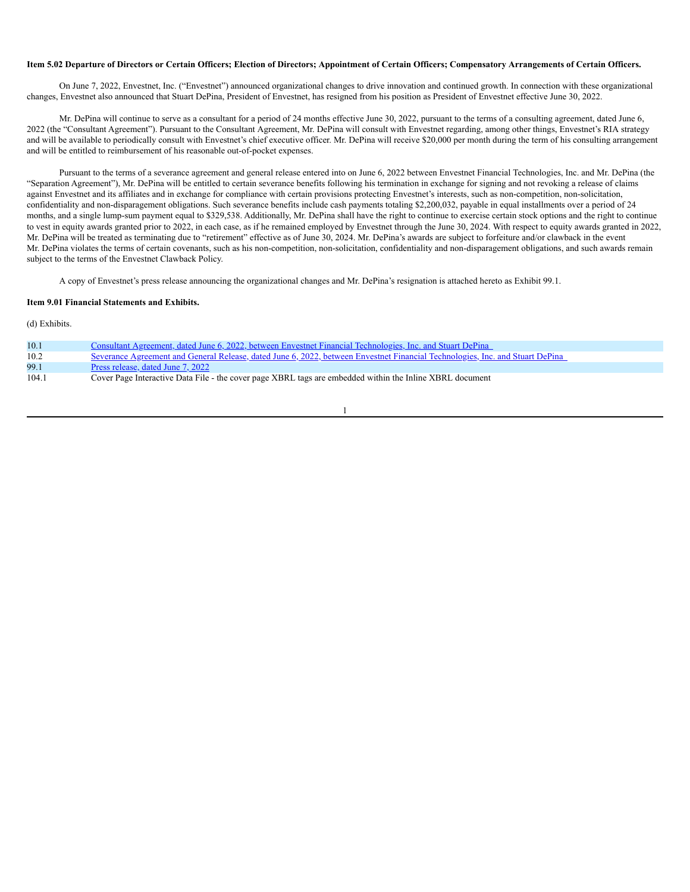**Item 5.02 Departure of Directors or Certain Officers; Election of Directors; Appointment of Certain Officers; Compensatory Arrangements of Certain Officers.**

On June 7, 2022, Envestnet, Inc. ("Envestnet") announced organizational changes to drive innovation and continued growth. In connection with these organizational changes, Envestnet also announced that Stuart DePina, President of Envestnet, has resigned from his position as President of Envestnet effective June 30, 2022.

Mr. DePina will continue to serve as a consultant for a period of 24 months effective June 30, 2022, pursuant to the terms of a consulting agreement, dated June 6, 2022 (the "Consultant Agreement"). Pursuant to the Consultant Agreement, Mr. DePina will consult with Envestnet regarding, among other things, Envestnet's RIA strategy and will be available to periodically consult with Envestnet's chief executive officer. Mr. DePina will receive $20,000 per month during the term of his consulting arrangement and will be entitled to reimbursement of his reasonable out-of-pocket expenses.

Pursuant to the terms of a severance agreement and general release entered into on June 6, 2022 between Envestnet Financial Technologies, Inc. and Mr. DePina (the "Separation Agreement"), Mr. DePina will be entitled to certain severance benefits following his termination in exchange for signing and not revoking a release of claims against Envestnet and its affiliates and in exchange for compliance with certain provisions protecting Envestnet's interests, such as non-competition, non-solicitation, confidentiality and non-disparagement obligations. Such severance benefits include cash payments totaling $2,200,032, payable in equal installments over a period of 24 months, and a single lump-sum payment equal to $329,538. Additionally, Mr. DePina shall have the right to continue to exercise certain stock options and the right to continue to vest in equity awards granted prior to 2022, in each case, as if he remained employed by Envestnet through the June 30, 2024. With respect to equity awards granted in 2022, Mr. DePina will be treated as terminating due to "retirement" effective as of June 30, 2024. Mr. DePina's awards are subject to forfeiture and/or clawback in the event Mr. DePina violates the terms of certain covenants, such as his non-competition, non-solicitation, confidentiality and non-disparagement obligations, and such awards remain subject to the terms of the Envestnet Clawback Policy.

A copy of Envestnet's press release announcing the organizational changes and Mr. DePina's resignation is attached hereto as Exhibit 99.1.

**Item 9.01 Financial Statements and Exhibits.**

(d) Exhibits.

| | |
|---|---|
| 10.1 | Consultant Agreement, dated June 6, 2022, between Envestnet Financial Technologies, Inc. and Stuart DePina |
| 10.2 | Severance Agreement and General Release, dated June 6, 2022, between Envestnet Financial Technologies, Inc. and Stuart DePina |
| 99.1 | Press release, dated June 7, 2022 |
| 104.1 | Cover Page Interactive Data File - the cover page XBRL tags are embedded within the Inline XBRL document |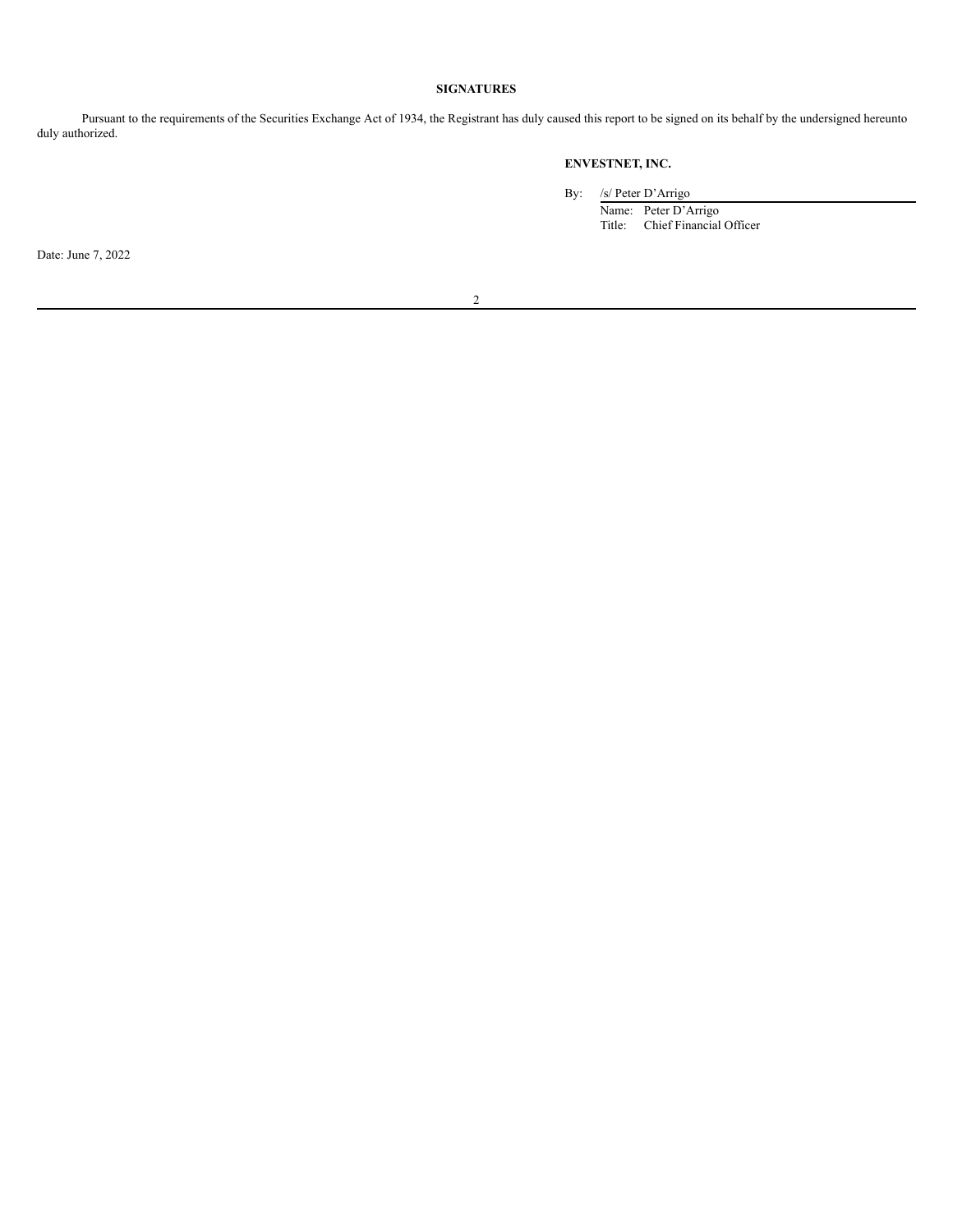**SIGNATURES**

Pursuant to the requirements of the Securities Exchange Act of 1934, the Registrant has duly caused this report to be signed on its behalf by the undersigned hereunto duly authorized.

**ENVESTNET, INC.**

By: /s/ Peter D'Arrigo

Name: Peter D'Arrigo

Title: Chief Financial Officer

Date: June 7, 2022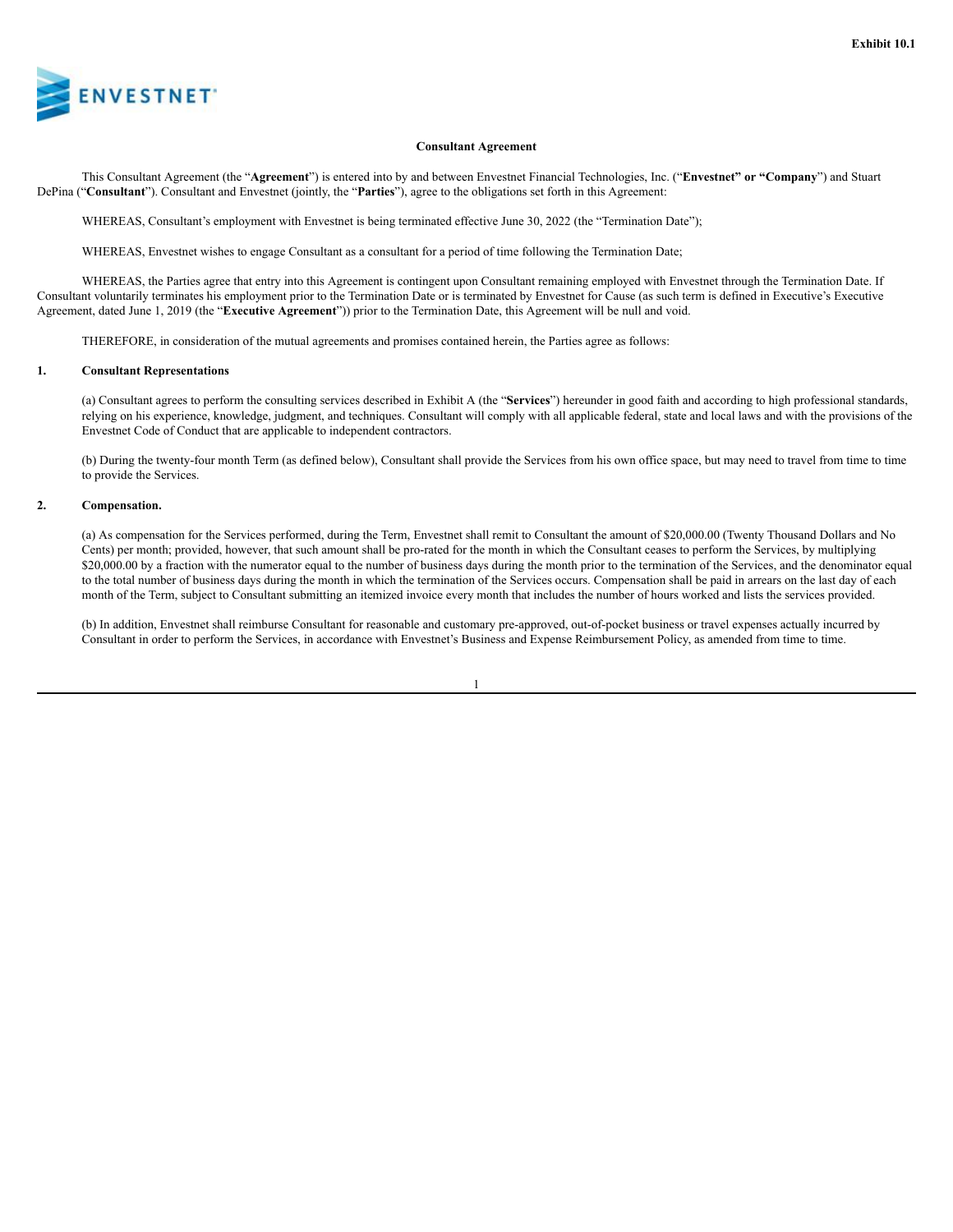Exhibit 10.1

ENVESTNET

**Consultant Agreement**

This Consultant Agreement (the "**Agreement**") is entered into by and between Envestnet Financial Technologies, Inc. ("**Envestnet" or "Company**") and Stuart DePina ("**Consultant**"). Consultant and Envestnet (jointly, the "**Parties**"), agree to the obligations set forth in this Agreement:

WHEREAS, Consultant's employment with Envestnet is being terminated effective June 30, 2022 (the "Termination Date");

WHEREAS, Envestnet wishes to engage Consultant as a consultant for a period of time following the Termination Date;

WHEREAS, the Parties agree that entry into this Agreement is contingent upon Consultant remaining employed with Envestnet through the Termination Date. If Consultant voluntarily terminates his employment prior to the Termination Date or is terminated by Envestnet for Cause (as such term is defined in Executive's Executive Agreement, dated June 1, 2019 (the "**Executive Agreement**")) prior to the Termination Date, this Agreement will be null and void.

THEREFORE, in consideration of the mutual agreements and promises contained herein, the Parties agree as follows:

**1. Consultant Representations**

(a) Consultant agrees to perform the consulting services described in Exhibit A (the "**Services**") hereunder in good faith and according to high professional standards, relying on his experience, knowledge, judgment, and techniques. Consultant will comply with all applicable federal, state and local laws and with the provisions of the Envestnet Code of Conduct that are applicable to independent contractors.

(b) During the twenty-four month Term (as defined below), Consultant shall provide the Services from his own office space, but may need to travel from time to time to provide the Services.

**2. Compensation.**

(a) As compensation for the Services performed, during the Term, Envestnet shall remit to Consultant the amount of $20,000.00 (Twenty Thousand Dollars and No Cents) per month; provided, however, that such amount shall be pro-rated for the month in which the Consultant ceases to perform the Services, by multiplying $20,000.00 by a fraction with the numerator equal to the number of business days during the month prior to the termination of the Services, and the denominator equal to the total number of business days during the month in which the termination of the Services occurs. Compensation shall be paid in arrears on the last day of each month of the Term, subject to Consultant submitting an itemized invoice every month that includes the number of hours worked and lists the services provided.

(b) In addition, Envestnet shall reimburse Consultant for reasonable and customary pre-approved, out-of-pocket business or travel expenses actually incurred by Consultant in order to perform the Services, in accordance with Envestnet's Business and Expense Reimbursement Policy, as amended from time to time.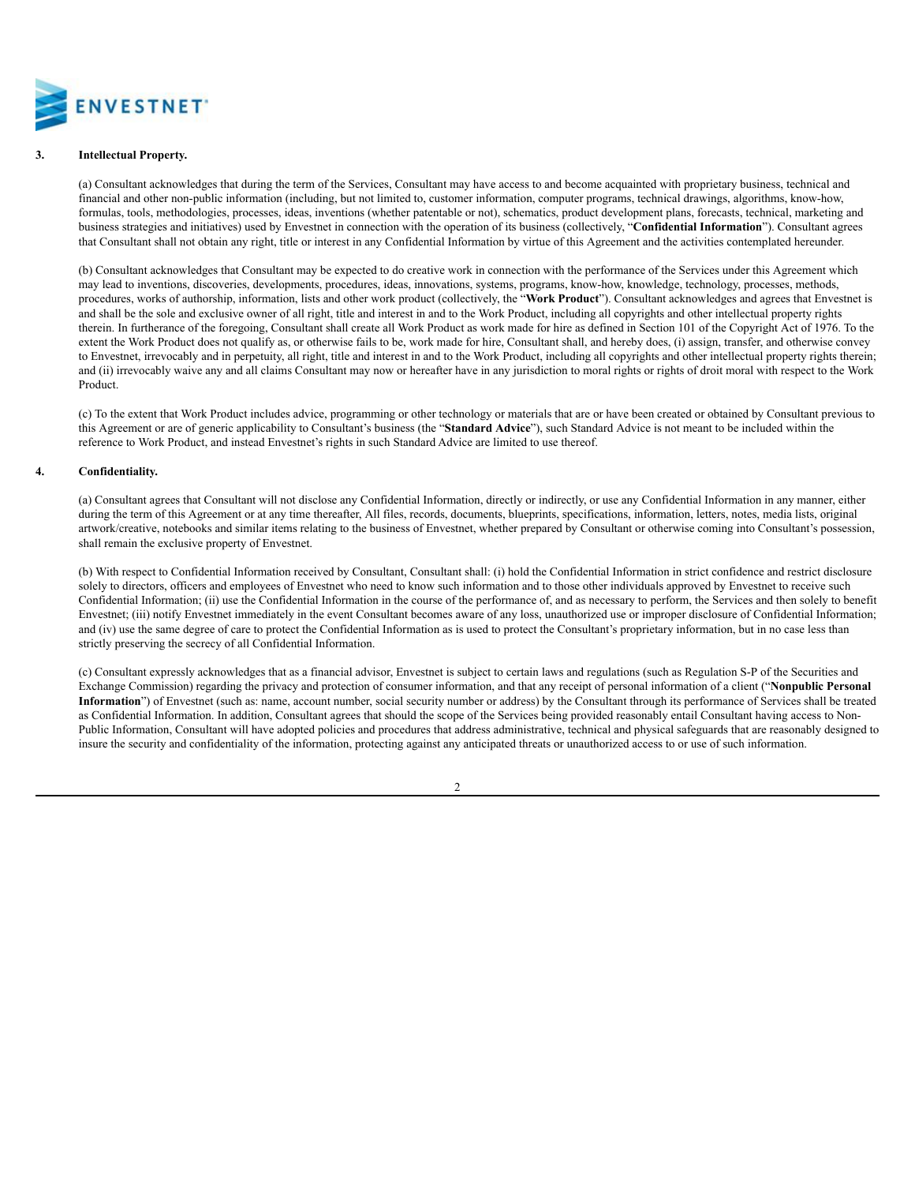**3. Intellectual Property.**

(a) Consultant acknowledges that during the term of the Services, Consultant may have access to and become acquainted with proprietary business, technical and financial and other non-public information (including, but not limited to, customer information, computer programs, technical drawings, algorithms, know-how, formulas, tools, methodologies, processes, ideas, inventions (whether patentable or not), schematics, product development plans, forecasts, technical, marketing and business strategies and initiatives) used by Envestnet in connection with the operation of its business (collectively, "**Confidential Information**"). Consultant agrees that Consultant shall not obtain any right, title or interest in any Confidential Information by virtue of this Agreement and the activities contemplated hereunder.

(b) Consultant acknowledges that Consultant may be expected to do creative work in connection with the performance of the Services under this Agreement which may lead to inventions, discoveries, developments, procedures, ideas, innovations, systems, programs, know-how, knowledge, technology, processes, methods, procedures, works of authorship, information, lists and other work product (collectively, the "**Work Product**"). Consultant acknowledges and agrees that Envestnet is and shall be the sole and exclusive owner of all right, title and interest in and to the Work Product, including all copyrights and other intellectual property rights therein. In furtherance of the foregoing, Consultant shall create all Work Product as work made for hire as defined in Section 101 of the Copyright Act of 1976. To the extent the Work Product does not qualify as, or otherwise fails to be, work made for hire, Consultant shall, and hereby does, (i) assign, transfer, and otherwise convey to Envestnet, irrevocably and in perpetuity, all right, title and interest in and to the Work Product, including all copyrights and other intellectual property rights therein; and (ii) irrevocably waive any and all claims Consultant may now or hereafter have in any jurisdiction to moral rights or rights of droit moral with respect to the Work Product.

(c) To the extent that Work Product includes advice, programming or other technology or materials that are or have been created or obtained by Consultant previous to this Agreement or are of generic applicability to Consultant's business (the "**Standard Advice**"), such Standard Advice is not meant to be included within the reference to Work Product, and instead Envestnet's rights in such Standard Advice are limited to use thereof.

**4. Confidentiality.**

(a) Consultant agrees that Consultant will not disclose any Confidential Information, directly or indirectly, or use any Confidential Information in any manner, either during the term of this Agreement or at any time thereafter, All files, records, documents, blueprints, specifications, information, letters, notes, media lists, original artwork/creative, notebooks and similar items relating to the business of Envestnet, whether prepared by Consultant or otherwise coming into Consultant's possession, shall remain the exclusive property of Envestnet.

(b) With respect to Confidential Information received by Consultant, Consultant shall: (i) hold the Confidential Information in strict confidence and restrict disclosure solely to directors, officers and employees of Envestnet who need to know such information and to those other individuals approved by Envestnet to receive such Confidential Information; (ii) use the Confidential Information in the course of the performance of, and as necessary to perform, the Services and then solely to benefit Envestnet; (iii) notify Envestnet immediately in the event Consultant becomes aware of any loss, unauthorized use or improper disclosure of Confidential Information; and (iv) use the same degree of care to protect the Confidential Information as is used to protect the Consultant's proprietary information, but in no case less than strictly preserving the secrecy of all Confidential Information.

(c) Consultant expressly acknowledges that as a financial advisor, Envestnet is subject to certain laws and regulations (such as Regulation S-P of the Securities and Exchange Commission) regarding the privacy and protection of consumer information, and that any receipt of personal information of a client ("**Nonpublic Personal Information**") of Envestnet (such as: name, account number, social security number or address) by the Consultant through its performance of Services shall be treated as Confidential Information. In addition, Consultant agrees that should the scope of the Services being provided reasonably entail Consultant having access to Non-Public Information, Consultant will have adopted policies and procedures that address administrative, technical and physical safeguards that are reasonably designed to insure the security and confidentiality of the information, protecting against any anticipated threats or unauthorized access to or use of such information.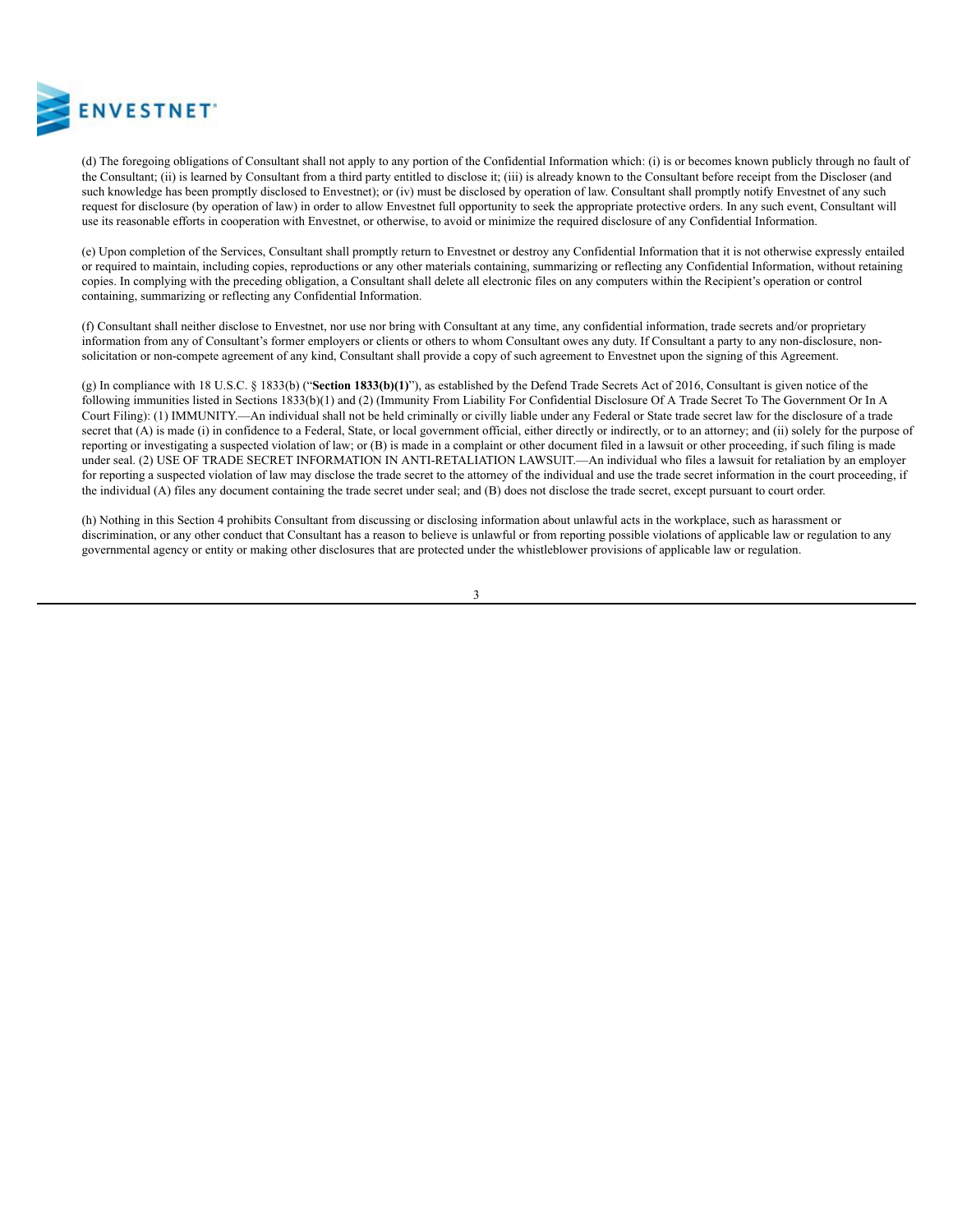(d) The foregoing obligations of Consultant shall not apply to any portion of the Confidential Information which: (i) is or becomes known publicly through no fault of the Consultant; (ii) is learned by Consultant from a third party entitled to disclose it; (iii) is already known to the Consultant before receipt from the Discloser (and such knowledge has been promptly disclosed to Envestnet); or (iv) must be disclosed by operation of law. Consultant shall promptly notify Envestnet of any such request for disclosure (by operation of law) in order to allow Envestnet full opportunity to seek the appropriate protective orders. In any such event, Consultant will use its reasonable efforts in cooperation with Envestnet, or otherwise, to avoid or minimize the required disclosure of any Confidential Information.

(e) Upon completion of the Services, Consultant shall promptly return to Envestnet or destroy any Confidential Information that it is not otherwise expressly entailed or required to maintain, including copies, reproductions or any other materials containing, summarizing or reflecting any Confidential Information, without retaining copies. In complying with the preceding obligation, a Consultant shall delete all electronic files on any computers within the Recipient's operation or control containing, summarizing or reflecting any Confidential Information.

(f) Consultant shall neither disclose to Envestnet, nor use nor bring with Consultant at any time, any confidential information, trade secrets and/or proprietary information from any of Consultant's former employers or clients or others to whom Consultant owes any duty. If Consultant a party to any non-disclosure, non-solicitation or non-compete agreement of any kind, Consultant shall provide a copy of such agreement to Envestnet upon the signing of this Agreement.

(g) In compliance with 18 U.S.C. § 1833(b) ("**Section 1833(b)(1)**"), as established by the Defend Trade Secrets Act of 2016, Consultant is given notice of the following immunities listed in Sections 1833(b)(1) and (2) (Immunity From Liability For Confidential Disclosure Of A Trade Secret To The Government Or In A Court Filing): (1) IMMUNITY.—An individual shall not be held criminally or civilly liable under any Federal or State trade secret law for the disclosure of a trade secret that (A) is made (i) in confidence to a Federal, State, or local government official, either directly or indirectly, or to an attorney; and (ii) solely for the purpose of reporting or investigating a suspected violation of law; or (B) is made in a complaint or other document filed in a lawsuit or other proceeding, if such filing is made under seal. (2) USE OF TRADE SECRET INFORMATION IN ANTI-RETALIATION LAWSUIT.—An individual who files a lawsuit for retaliation by an employer for reporting a suspected violation of law may disclose the trade secret to the attorney of the individual and use the trade secret information in the court proceeding, if the individual (A) files any document containing the trade secret under seal; and (B) does not disclose the trade secret, except pursuant to court order.

(h) Nothing in this Section 4 prohibits Consultant from discussing or disclosing information about unlawful acts in the workplace, such as harassment or discrimination, or any other conduct that Consultant has a reason to believe is unlawful or from reporting possible violations of applicable law or regulation to any governmental agency or entity or making other disclosures that are protected under the whistleblower provisions of applicable law or regulation.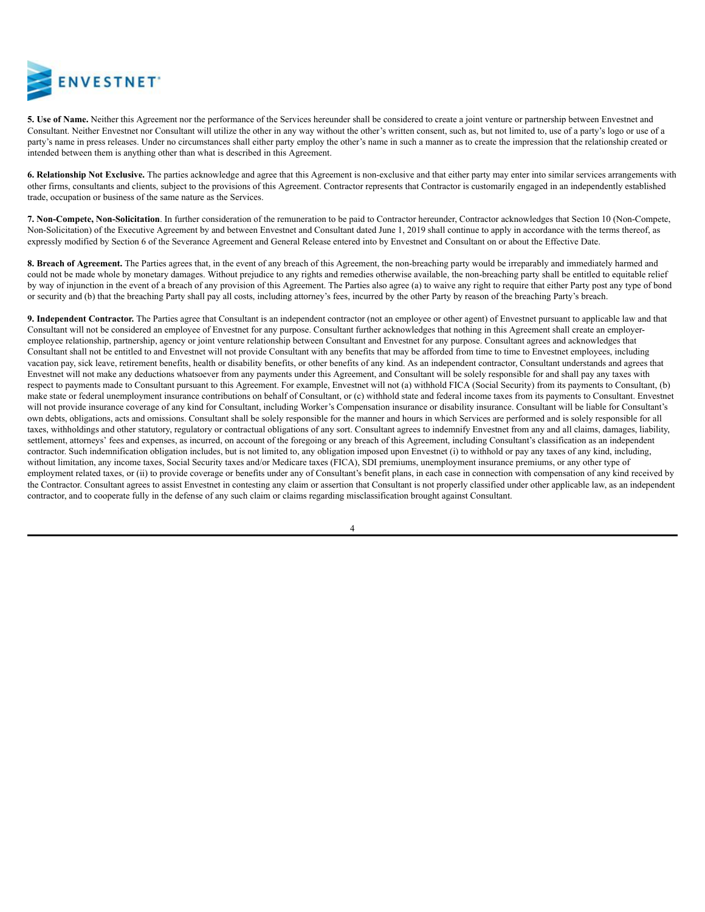**5. Use of Name.** Neither this Agreement nor the performance of the Services hereunder shall be considered to create a joint venture or partnership between Envestnet and Consultant. Neither Envestnet nor Consultant will utilize the other in any way without the other's written consent, such as, but not limited to, use of a party's logo or use of a party's name in press releases. Under no circumstances shall either party employ the other's name in such a manner as to create the impression that the relationship created or intended between them is anything other than what is described in this Agreement.

**6. Relationship Not Exclusive.** The parties acknowledge and agree that this Agreement is non-exclusive and that either party may enter into similar services arrangements with other firms, consultants and clients, subject to the provisions of this Agreement. Contractor represents that Contractor is customarily engaged in an independently established trade, occupation or business of the same nature as the Services.

**7. Non-Compete, Non-Solicitation**. In further consideration of the remuneration to be paid to Contractor hereunder, Contractor acknowledges that Section 10 (Non-Compete, Non-Solicitation) of the Executive Agreement by and between Envestnet and Consultant dated June 1, 2019 shall continue to apply in accordance with the terms thereof, as expressly modified by Section 6 of the Severance Agreement and General Release entered into by Envestnet and Consultant on or about the Effective Date.

**8. Breach of Agreement.** The Parties agrees that, in the event of any breach of this Agreement, the non-breaching party would be irreparably and immediately harmed and could not be made whole by monetary damages. Without prejudice to any rights and remedies otherwise available, the non-breaching party shall be entitled to equitable relief by way of injunction in the event of a breach of any provision of this Agreement. The Parties also agree (a) to waive any right to require that either Party post any type of bond or security and (b) that the breaching Party shall pay all costs, including attorney's fees, incurred by the other Party by reason of the breaching Party's breach.

**9. Independent Contractor.** The Parties agree that Consultant is an independent contractor (not an employee or other agent) of Envestnet pursuant to applicable law and that Consultant will not be considered an employee of Envestnet for any purpose. Consultant further acknowledges that nothing in this Agreement shall create an employer-employee relationship, partnership, agency or joint venture relationship between Consultant and Envestnet for any purpose. Consultant agrees and acknowledges that Consultant shall not be entitled to and Envestnet will not provide Consultant with any benefits that may be afforded from time to time to Envestnet employees, including vacation pay, sick leave, retirement benefits, health or disability benefits, or other benefits of any kind. As an independent contractor, Consultant understands and agrees that Envestnet will not make any deductions whatsoever from any payments under this Agreement, and Consultant will be solely responsible for and shall pay any taxes with respect to payments made to Consultant pursuant to this Agreement. For example, Envestnet will not (a) withhold FICA (Social Security) from its payments to Consultant, (b) make state or federal unemployment insurance contributions on behalf of Consultant, or (c) withhold state and federal income taxes from its payments to Consultant. Envestnet will not provide insurance coverage of any kind for Consultant, including Worker's Compensation insurance or disability insurance. Consultant will be liable for Consultant's own debts, obligations, acts and omissions. Consultant shall be solely responsible for the manner and hours in which Services are performed and is solely responsible for all taxes, withholdings and other statutory, regulatory or contractual obligations of any sort. Consultant agrees to indemnify Envestnet from any and all claims, damages, liability, settlement, attorneys' fees and expenses, as incurred, on account of the foregoing or any breach of this Agreement, including Consultant's classification as an independent contractor. Such indemnification obligation includes, but is not limited to, any obligation imposed upon Envestnet (i) to withhold or pay any taxes of any kind, including, without limitation, any income taxes, Social Security taxes and/or Medicare taxes (FICA), SDI premiums, unemployment insurance premiums, or any other type of employment related taxes, or (ii) to provide coverage or benefits under any of Consultant's benefit plans, in each case in connection with compensation of any kind received by the Contractor. Consultant agrees to assist Envestnet in contesting any claim or assertion that Consultant is not properly classified under other applicable law, as an independent contractor, and to cooperate fully in the defense of any such claim or claims regarding misclassification brought against Consultant.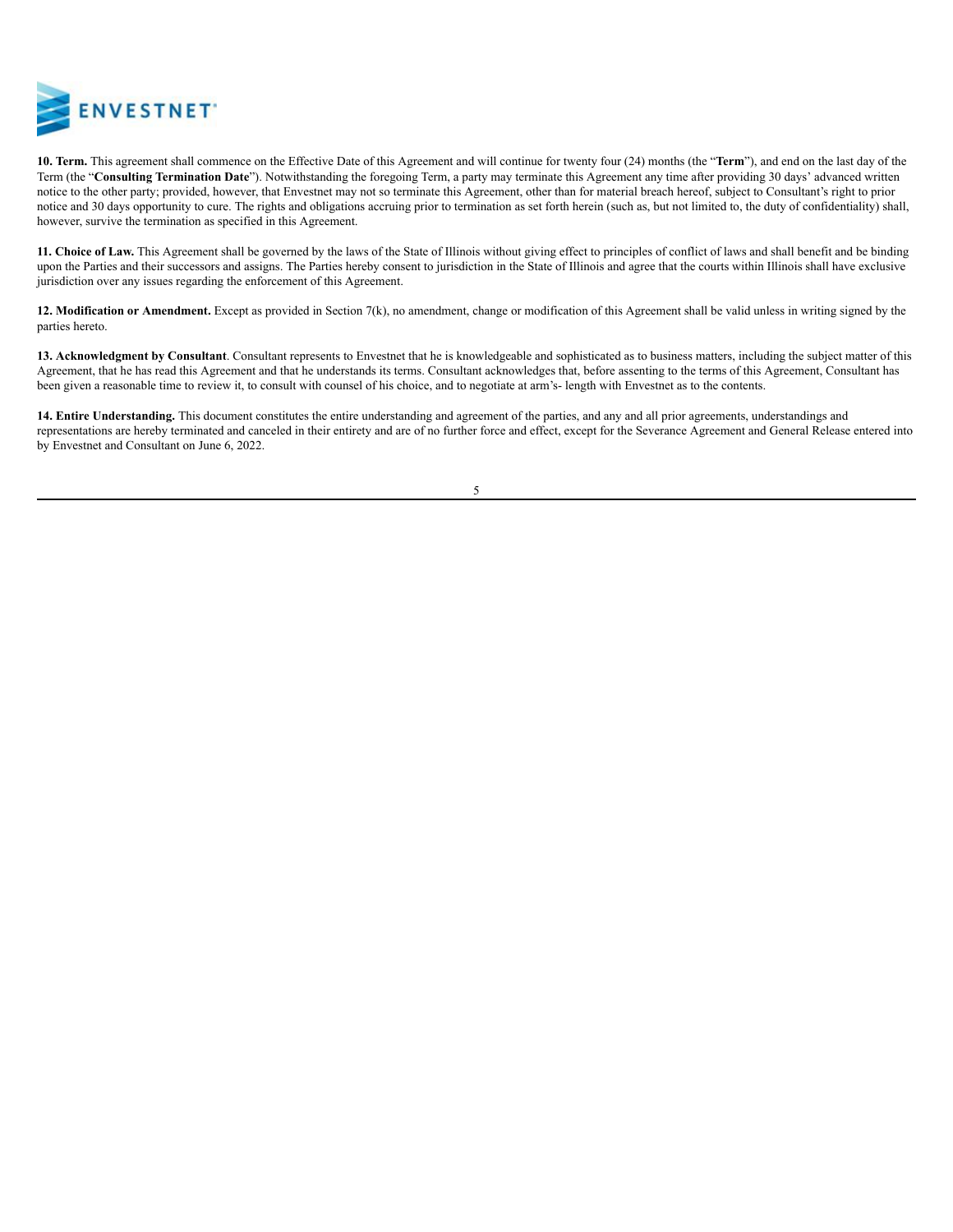**10. Term.** This agreement shall commence on the Effective Date of this Agreement and will continue for twenty four (24) months (the "**Term**"), and end on the last day of the Term (the "**Consulting Termination Date**"). Notwithstanding the foregoing Term, a party may terminate this Agreement any time after providing 30 days' advanced written notice to the other party; provided, however, that Envestnet may not so terminate this Agreement, other than for material breach hereof, subject to Consultant's right to prior notice and 30 days opportunity to cure. The rights and obligations accruing prior to termination as set forth herein (such as, but not limited to, the duty of confidentiality) shall, however, survive the termination as specified in this Agreement.

**11. Choice of Law.** This Agreement shall be governed by the laws of the State of Illinois without giving effect to principles of conflict of laws and shall benefit and be binding upon the Parties and their successors and assigns. The Parties hereby consent to jurisdiction in the State of Illinois and agree that the courts within Illinois shall have exclusive jurisdiction over any issues regarding the enforcement of this Agreement.

**12. Modification or Amendment.** Except as provided in Section 7(k), no amendment, change or modification of this Agreement shall be valid unless in writing signed by the parties hereto.

**13. Acknowledgment by Consultant**. Consultant represents to Envestnet that he is knowledgeable and sophisticated as to business matters, including the subject matter of this Agreement, that he has read this Agreement and that he understands its terms. Consultant acknowledges that, before assenting to the terms of this Agreement, Consultant has been given a reasonable time to review it, to consult with counsel of his choice, and to negotiate at arm's- length with Envestnet as to the contents.

**14. Entire Understanding.** This document constitutes the entire understanding and agreement of the parties, and any and all prior agreements, understandings and representations are hereby terminated and canceled in their entirety and are of no further force and effect, except for the Severance Agreement and General Release entered into by Envestnet and Consultant on June 6, 2022.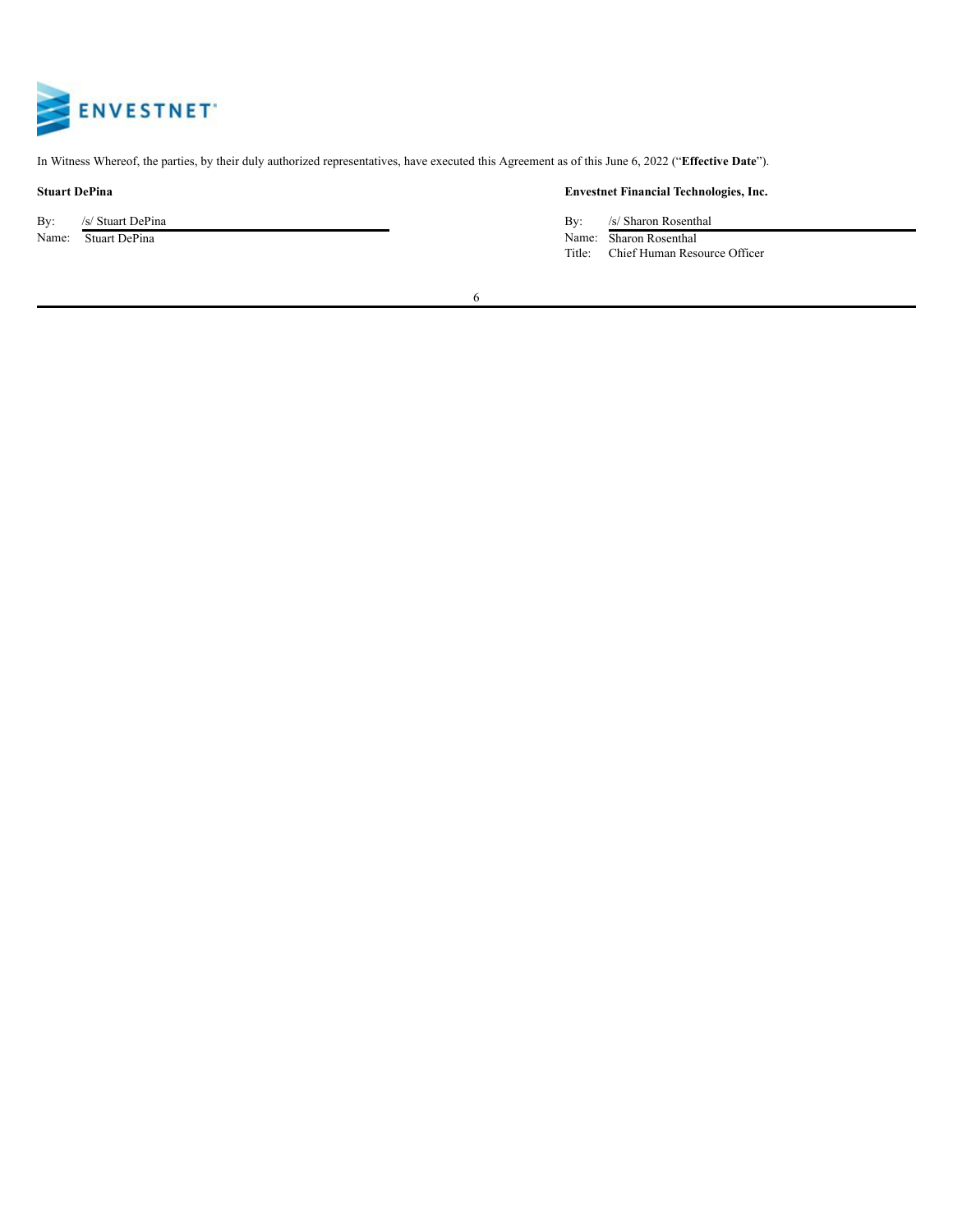In Witness Whereof, the parties, by their duly authorized representatives, have executed this Agreement as of this June 6, 2022 ("**Effective Date**").

| **Stuart DePina** | **Envestnet Financial Technologies, Inc.** |
| --- | --- |
| By: /s/ Stuart DePina | By: /s/ Sharon Rosenthal |
| Name: Stuart DePina | Name: Sharon Rosenthal |
| | Title: Chief Human Resource Officer |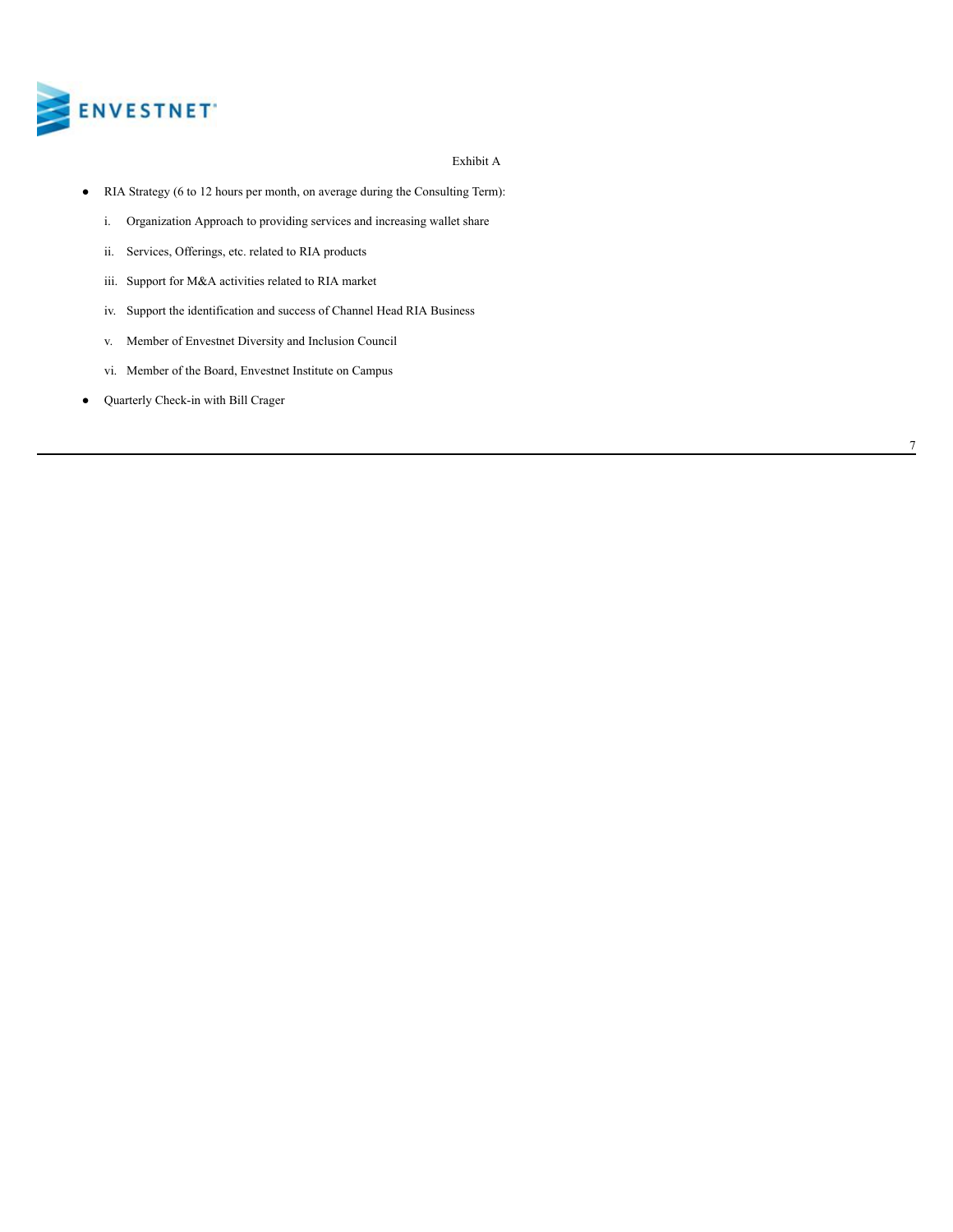Exhibit A

- RIA Strategy (6 to 12 hours per month, on average during the Consulting Term):
  i. Organization Approach to providing services and increasing wallet share
  ii. Services, Offerings, etc. related to RIA products
  iii. Support for M&A activities related to RIA market
  iv. Support the identification and success of Channel Head RIA Business
  v. Member of Envestnet Diversity and Inclusion Council
  vi. Member of the Board, Envestnet Institute on Campus
- Quarterly Check-in with Bill Crager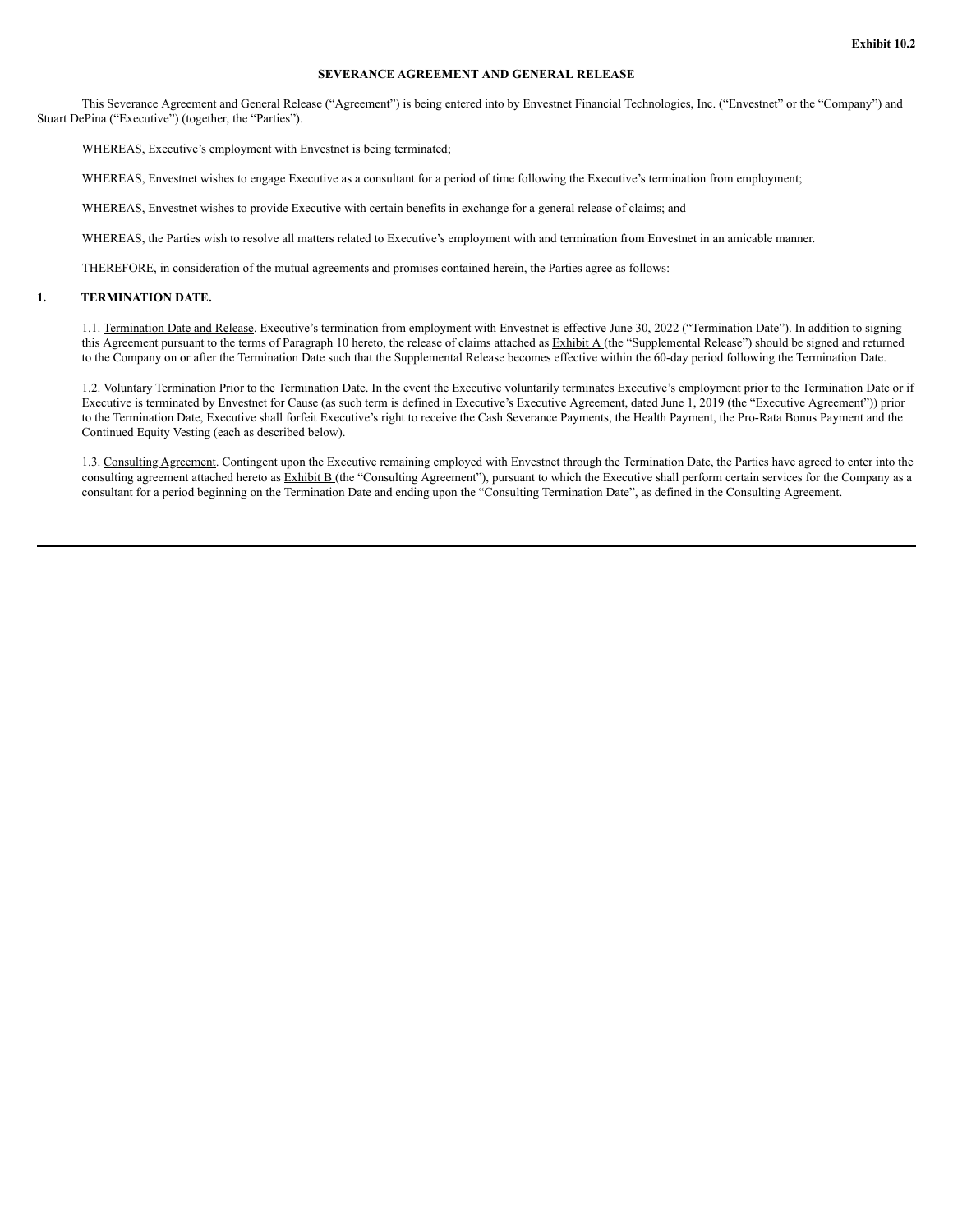Exhibit 10.2

## SEVERANCE AGREEMENT AND GENERAL RELEASE

This Severance Agreement and General Release ("Agreement") is being entered into by Envestnet Financial Technologies, Inc. ("Envestnet" or the "Company") and Stuart DePina ("Executive") (together, the "Parties").

WHEREAS, Executive's employment with Envestnet is being terminated;

WHEREAS, Envestnet wishes to engage Executive as a consultant for a period of time following the Executive's termination from employment;

WHEREAS, Envestnet wishes to provide Executive with certain benefits in exchange for a general release of claims; and

WHEREAS, the Parties wish to resolve all matters related to Executive's employment with and termination from Envestnet in an amicable manner.

THEREFORE, in consideration of the mutual agreements and promises contained herein, the Parties agree as follows:

### 1. TERMINATION DATE.

1.1. Termination Date and Release. Executive's termination from employment with Envestnet is effective June 30, 2022 ("Termination Date"). In addition to signing this Agreement pursuant to the terms of Paragraph 10 hereto, the release of claims attached as Exhibit A (the "Supplemental Release") should be signed and returned to the Company on or after the Termination Date such that the Supplemental Release becomes effective within the 60-day period following the Termination Date.

1.2. Voluntary Termination Prior to the Termination Date. In the event the Executive voluntarily terminates Executive's employment prior to the Termination Date or if Executive is terminated by Envestnet for Cause (as such term is defined in Executive's Executive Agreement, dated June 1, 2019 (the "Executive Agreement")) prior to the Termination Date, Executive shall forfeit Executive's right to receive the Cash Severance Payments, the Health Payment, the Pro-Rata Bonus Payment and the Continued Equity Vesting (each as described below).

1.3. Consulting Agreement. Contingent upon the Executive remaining employed with Envestnet through the Termination Date, the Parties have agreed to enter into the consulting agreement attached hereto as Exhibit B (the "Consulting Agreement"), pursuant to which the Executive shall perform certain services for the Company as a consultant for a period beginning on the Termination Date and ending upon the "Consulting Termination Date", as defined in the Consulting Agreement.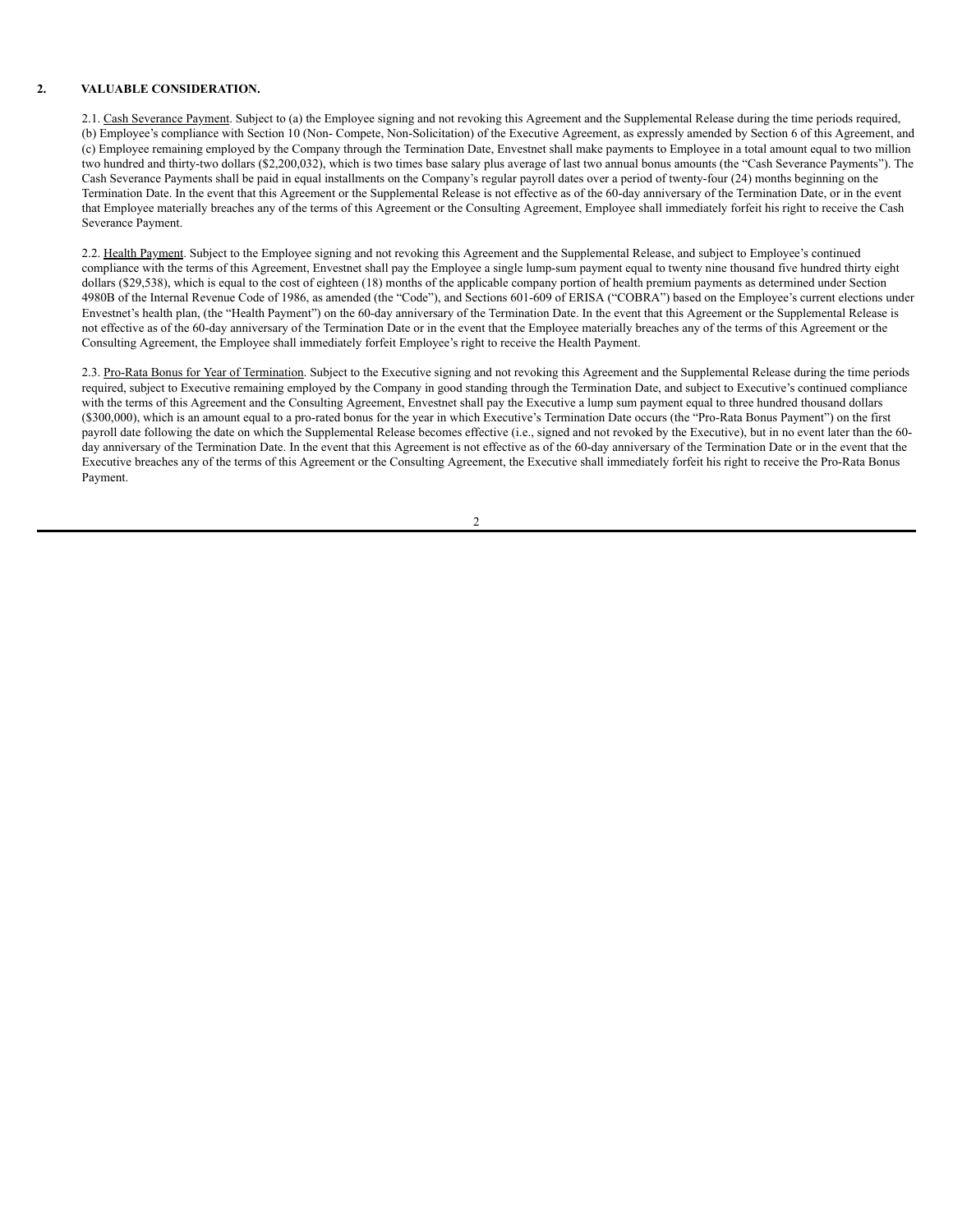**2. VALUABLE CONSIDERATION.**

2.1. Cash Severance Payment. Subject to (a) the Employee signing and not revoking this Agreement and the Supplemental Release during the time periods required, (b) Employee's compliance with Section 10 (Non- Compete, Non-Solicitation) of the Executive Agreement, as expressly amended by Section 6 of this Agreement, and (c) Employee remaining employed by the Company through the Termination Date, Envestnet shall make payments to Employee in a total amount equal to two million two hundred and thirty-two dollars ($2,200,032), which is two times base salary plus average of last two annual bonus amounts (the "Cash Severance Payments"). The Cash Severance Payments shall be paid in equal installments on the Company's regular payroll dates over a period of twenty-four (24) months beginning on the Termination Date. In the event that this Agreement or the Supplemental Release is not effective as of the 60-day anniversary of the Termination Date, or in the event that Employee materially breaches any of the terms of this Agreement or the Consulting Agreement, Employee shall immediately forfeit his right to receive the Cash Severance Payment.

2.2. Health Payment. Subject to the Employee signing and not revoking this Agreement and the Supplemental Release, and subject to Employee's continued compliance with the terms of this Agreement, Envestnet shall pay the Employee a single lump-sum payment equal to twenty nine thousand five hundred thirty eight dollars ($29,538), which is equal to the cost of eighteen (18) months of the applicable company portion of health premium payments as determined under Section 4980B of the Internal Revenue Code of 1986, as amended (the "Code"), and Sections 601-609 of ERISA ("COBRA") based on the Employee's current elections under Envestnet's health plan, (the "Health Payment") on the 60-day anniversary of the Termination Date. In the event that this Agreement or the Supplemental Release is not effective as of the 60-day anniversary of the Termination Date or in the event that the Employee materially breaches any of the terms of this Agreement or the Consulting Agreement, the Employee shall immediately forfeit Employee's right to receive the Health Payment.

2.3. Pro-Rata Bonus for Year of Termination. Subject to the Executive signing and not revoking this Agreement and the Supplemental Release during the time periods required, subject to Executive remaining employed by the Company in good standing through the Termination Date, and subject to Executive's continued compliance with the terms of this Agreement and the Consulting Agreement, Envestnet shall pay the Executive a lump sum payment equal to three hundred thousand dollars ($300,000), which is an amount equal to a pro-rated bonus for the year in which Executive's Termination Date occurs (the "Pro-Rata Bonus Payment") on the first payroll date following the date on which the Supplemental Release becomes effective (i.e., signed and not revoked by the Executive), but in no event later than the 60-day anniversary of the Termination Date. In the event that this Agreement is not effective as of the 60-day anniversary of the Termination Date or in the event that the Executive breaches any of the terms of this Agreement or the Consulting Agreement, the Executive shall immediately forfeit his right to receive the Pro-Rata Bonus Payment.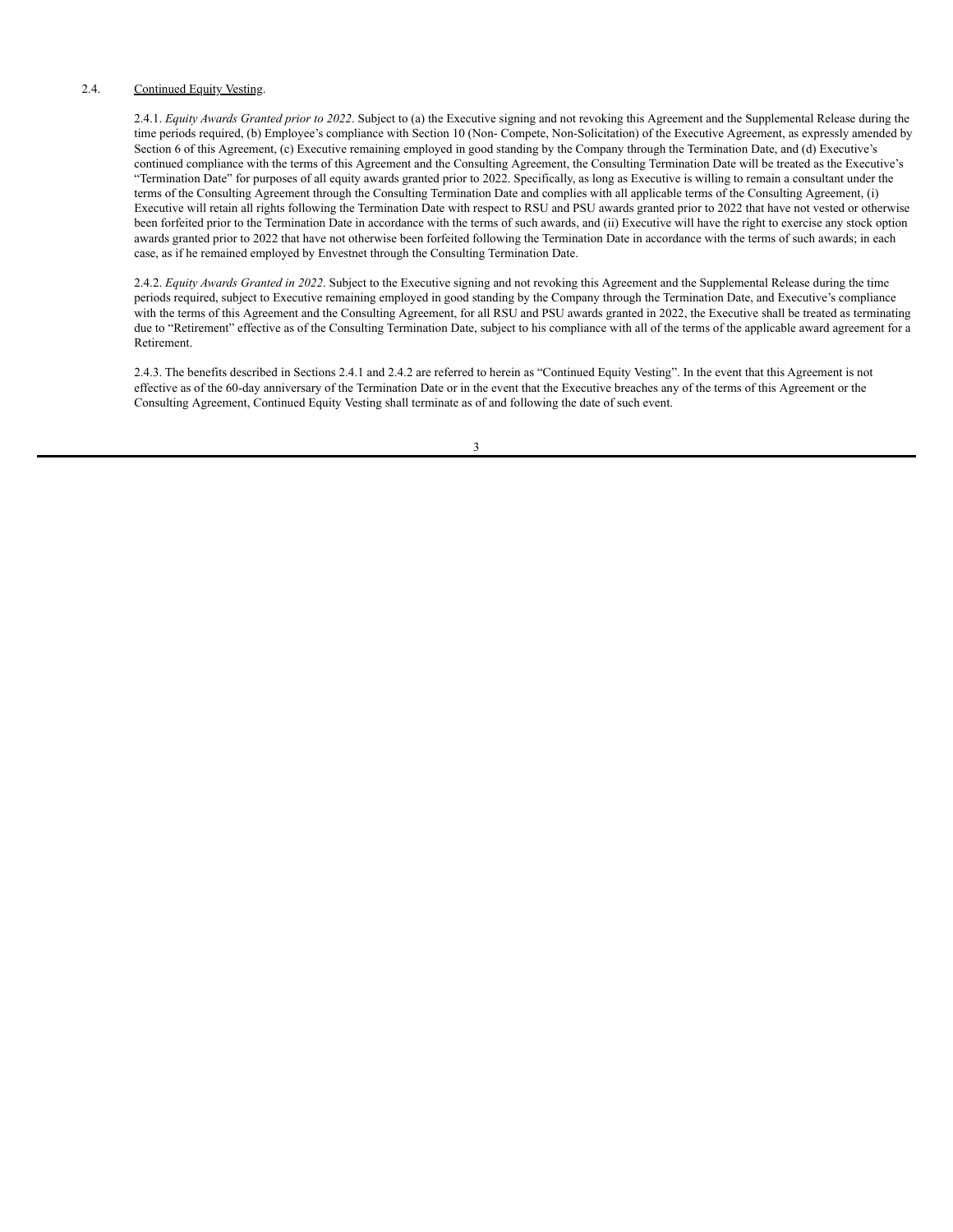2.4. <u>Continued Equity Vesting</u>.

2.4.1. *Equity Awards Granted prior to 2022*. Subject to (a) the Executive signing and not revoking this Agreement and the Supplemental Release during the time periods required, (b) Employee's compliance with Section 10 (Non- Compete, Non-Solicitation) of the Executive Agreement, as expressly amended by Section 6 of this Agreement, (c) Executive remaining employed in good standing by the Company through the Termination Date, and (d) Executive's continued compliance with the terms of this Agreement and the Consulting Agreement, the Consulting Termination Date will be treated as the Executive's "Termination Date" for purposes of all equity awards granted prior to 2022. Specifically, as long as Executive is willing to remain a consultant under the terms of the Consulting Agreement through the Consulting Termination Date and complies with all applicable terms of the Consulting Agreement, (i) Executive will retain all rights following the Termination Date with respect to RSU and PSU awards granted prior to 2022 that have not vested or otherwise been forfeited prior to the Termination Date in accordance with the terms of such awards, and (ii) Executive will have the right to exercise any stock option awards granted prior to 2022 that have not otherwise been forfeited following the Termination Date in accordance with the terms of such awards; in each case, as if he remained employed by Envestnet through the Consulting Termination Date.

2.4.2. *Equity Awards Granted in 2022*. Subject to the Executive signing and not revoking this Agreement and the Supplemental Release during the time periods required, subject to Executive remaining employed in good standing by the Company through the Termination Date, and Executive's compliance with the terms of this Agreement and the Consulting Agreement, for all RSU and PSU awards granted in 2022, the Executive shall be treated as terminating due to "Retirement" effective as of the Consulting Termination Date, subject to his compliance with all of the terms of the applicable award agreement for a Retirement.

2.4.3. The benefits described in Sections 2.4.1 and 2.4.2 are referred to herein as "Continued Equity Vesting". In the event that this Agreement is not effective as of the 60-day anniversary of the Termination Date or in the event that the Executive breaches any of the terms of this Agreement or the Consulting Agreement, Continued Equity Vesting shall terminate as of and following the date of such event.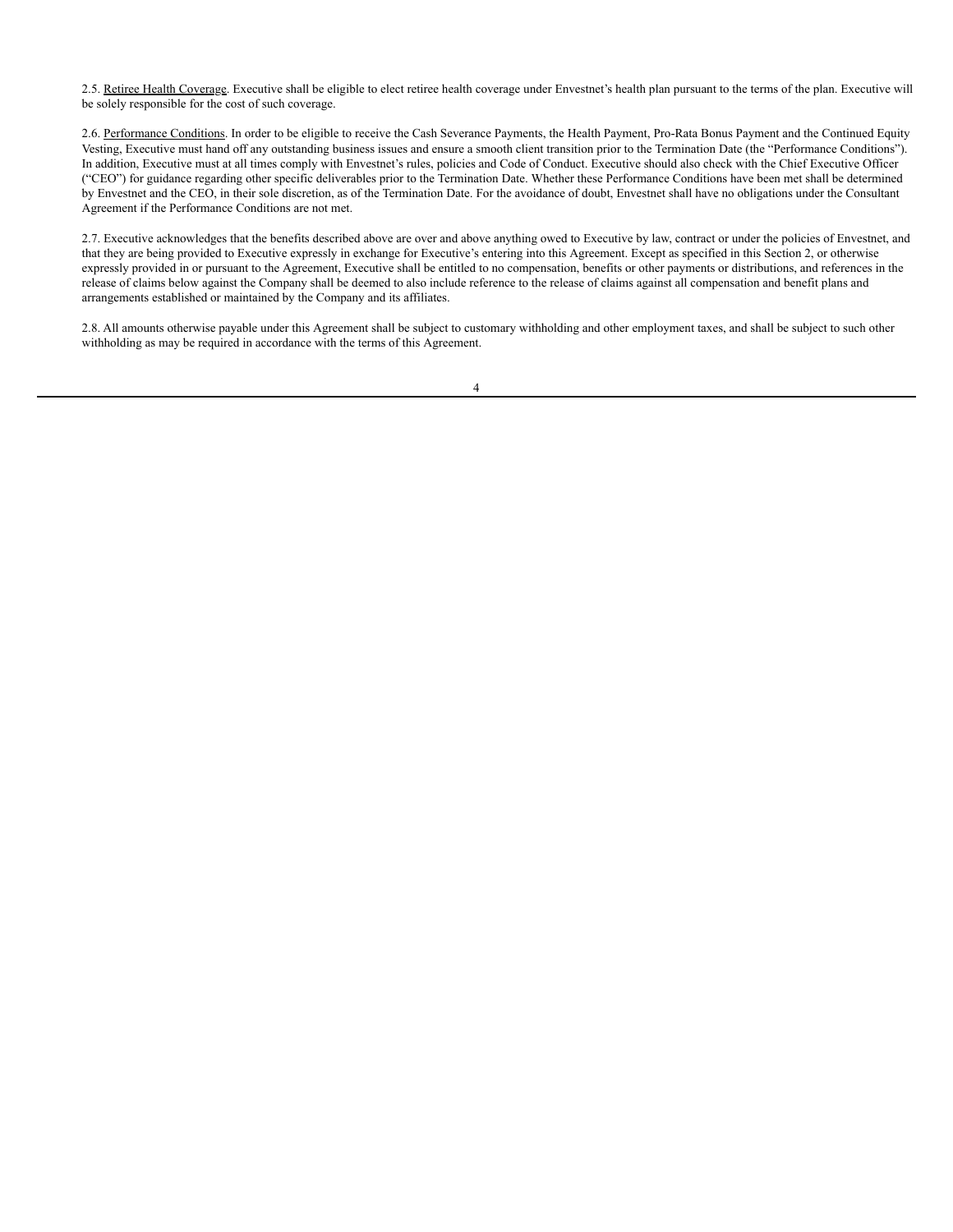2.5. Retiree Health Coverage. Executive shall be eligible to elect retiree health coverage under Envestnet's health plan pursuant to the terms of the plan. Executive will be solely responsible for the cost of such coverage.

2.6. Performance Conditions. In order to be eligible to receive the Cash Severance Payments, the Health Payment, Pro-Rata Bonus Payment and the Continued Equity Vesting, Executive must hand off any outstanding business issues and ensure a smooth client transition prior to the Termination Date (the "Performance Conditions"). In addition, Executive must at all times comply with Envestnet's rules, policies and Code of Conduct. Executive should also check with the Chief Executive Officer ("CEO") for guidance regarding other specific deliverables prior to the Termination Date. Whether these Performance Conditions have been met shall be determined by Envestnet and the CEO, in their sole discretion, as of the Termination Date. For the avoidance of doubt, Envestnet shall have no obligations under the Consultant Agreement if the Performance Conditions are not met.

2.7. Executive acknowledges that the benefits described above are over and above anything owed to Executive by law, contract or under the policies of Envestnet, and that they are being provided to Executive expressly in exchange for Executive's entering into this Agreement. Except as specified in this Section 2, or otherwise expressly provided in or pursuant to the Agreement, Executive shall be entitled to no compensation, benefits or other payments or distributions, and references in the release of claims below against the Company shall be deemed to also include reference to the release of claims against all compensation and benefit plans and arrangements established or maintained by the Company and its affiliates.

2.8. All amounts otherwise payable under this Agreement shall be subject to customary withholding and other employment taxes, and shall be subject to such other withholding as may be required in accordance with the terms of this Agreement.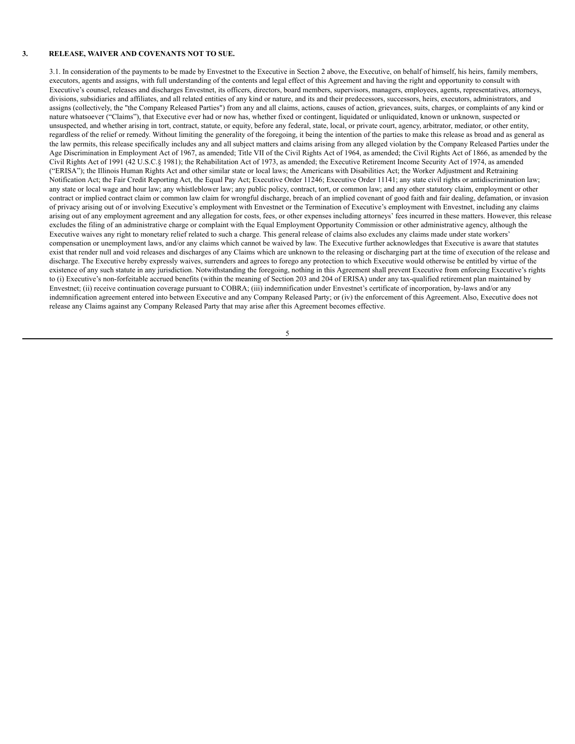**3. RELEASE, WAIVER AND COVENANTS NOT TO SUE.**

3.1. In consideration of the payments to be made by Envestnet to the Executive in Section 2 above, the Executive, on behalf of himself, his heirs, family members, executors, agents and assigns, with full understanding of the contents and legal effect of this Agreement and having the right and opportunity to consult with Executive's counsel, releases and discharges Envestnet, its officers, directors, board members, supervisors, managers, employees, agents, representatives, attorneys, divisions, subsidiaries and affiliates, and all related entities of any kind or nature, and its and their predecessors, successors, heirs, executors, administrators, and assigns (collectively, the "the Company Released Parties") from any and all claims, actions, causes of action, grievances, suits, charges, or complaints of any kind or nature whatsoever ("Claims"), that Executive ever had or now has, whether fixed or contingent, liquidated or unliquidated, known or unknown, suspected or unsuspected, and whether arising in tort, contract, statute, or equity, before any federal, state, local, or private court, agency, arbitrator, mediator, or other entity, regardless of the relief or remedy. Without limiting the generality of the foregoing, it being the intention of the parties to make this release as broad and as general as the law permits, this release specifically includes any and all subject matters and claims arising from any alleged violation by the Company Released Parties under the Age Discrimination in Employment Act of 1967, as amended; Title VII of the Civil Rights Act of 1964, as amended; the Civil Rights Act of 1866, as amended by the Civil Rights Act of 1991 (42 U.S.C.§ 1981); the Rehabilitation Act of 1973, as amended; the Executive Retirement Income Security Act of 1974, as amended ("ERISA"); the Illinois Human Rights Act and other similar state or local laws; the Americans with Disabilities Act; the Worker Adjustment and Retraining Notification Act; the Fair Credit Reporting Act, the Equal Pay Act; Executive Order 11246; Executive Order 11141; any state civil rights or antidiscrimination law; any state or local wage and hour law; any whistleblower law; any public policy, contract, tort, or common law; and any other statutory claim, employment or other contract or implied contract claim or common law claim for wrongful discharge, breach of an implied covenant of good faith and fair dealing, defamation, or invasion of privacy arising out of or involving Executive's employment with Envestnet or the Termination of Executive's employment with Envestnet, including any claims arising out of any employment agreement and any allegation for costs, fees, or other expenses including attorneys' fees incurred in these matters. However, this release excludes the filing of an administrative charge or complaint with the Equal Employment Opportunity Commission or other administrative agency, although the Executive waives any right to monetary relief related to such a charge. This general release of claims also excludes any claims made under state workers' compensation or unemployment laws, and/or any claims which cannot be waived by law. The Executive further acknowledges that Executive is aware that statutes exist that render null and void releases and discharges of any Claims which are unknown to the releasing or discharging part at the time of execution of the release and discharge. The Executive hereby expressly waives, surrenders and agrees to forego any protection to which Executive would otherwise be entitled by virtue of the existence of any such statute in any jurisdiction. Notwithstanding the foregoing, nothing in this Agreement shall prevent Executive from enforcing Executive's rights to (i) Executive's non-forfeitable accrued benefits (within the meaning of Section 203 and 204 of ERISA) under any tax-qualified retirement plan maintained by Envestnet; (ii) receive continuation coverage pursuant to COBRA; (iii) indemnification under Envestnet's certificate of incorporation, by-laws and/or any indemnification agreement entered into between Executive and any Company Released Party; or (iv) the enforcement of this Agreement. Also, Executive does not release any Claims against any Company Released Party that may arise after this Agreement becomes effective.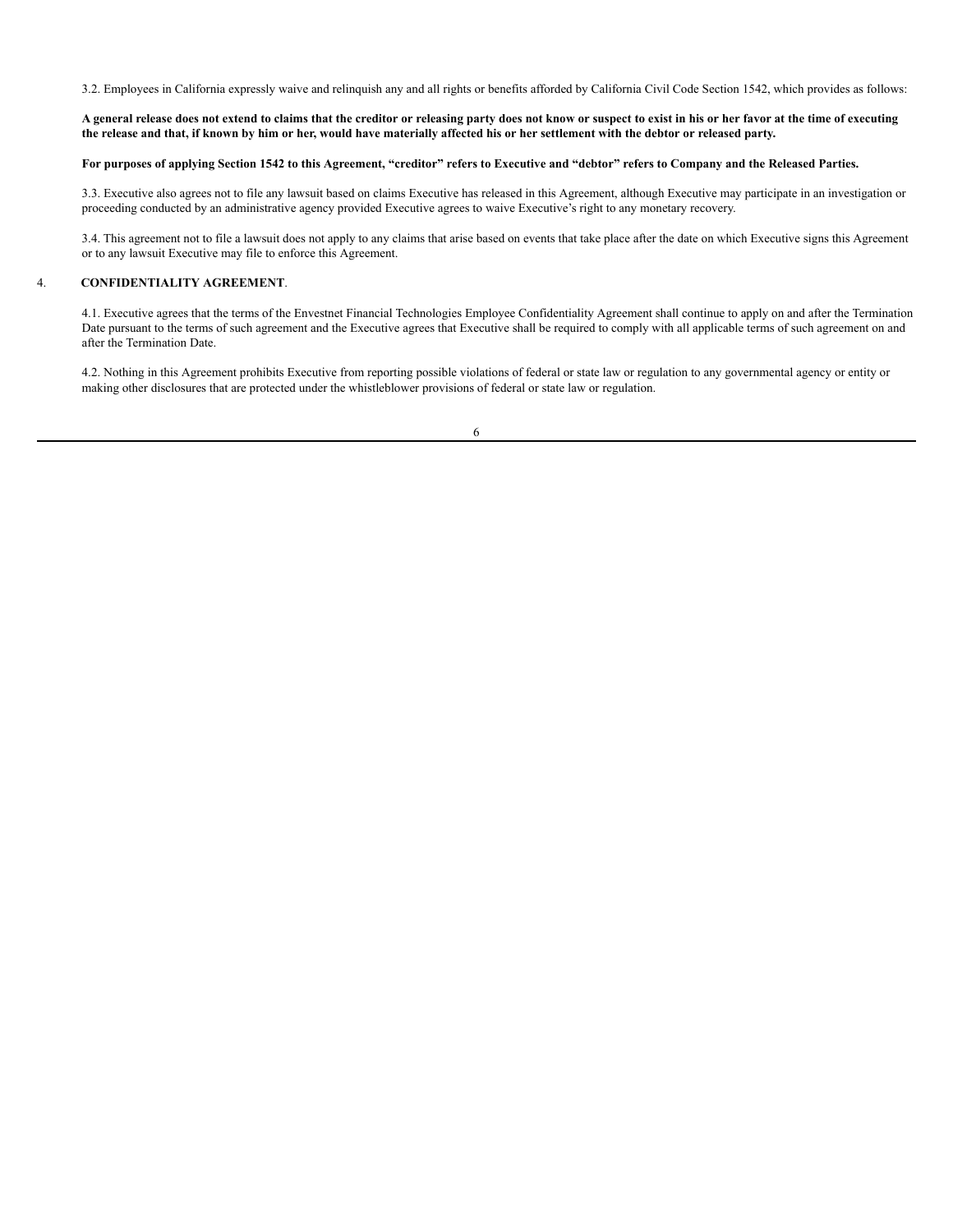3.2. Employees in California expressly waive and relinquish any and all rights or benefits afforded by California Civil Code Section 1542, which provides as follows:

**A general release does not extend to claims that the creditor or releasing party does not know or suspect to exist in his or her favor at the time of executing the release and that, if known by him or her, would have materially affected his or her settlement with the debtor or released party.**

**For purposes of applying Section 1542 to this Agreement, "creditor" refers to Executive and "debtor" refers to Company and the Released Parties.**

3.3. Executive also agrees not to file any lawsuit based on claims Executive has released in this Agreement, although Executive may participate in an investigation or proceeding conducted by an administrative agency provided Executive agrees to waive Executive's right to any monetary recovery.

3.4. This agreement not to file a lawsuit does not apply to any claims that arise based on events that take place after the date on which Executive signs this Agreement or to any lawsuit Executive may file to enforce this Agreement.

4. **CONFIDENTIALITY AGREEMENT**.

4.1. Executive agrees that the terms of the Envestnet Financial Technologies Employee Confidentiality Agreement shall continue to apply on and after the Termination Date pursuant to the terms of such agreement and the Executive agrees that Executive shall be required to comply with all applicable terms of such agreement on and after the Termination Date.

4.2. Nothing in this Agreement prohibits Executive from reporting possible violations of federal or state law or regulation to any governmental agency or entity or making other disclosures that are protected under the whistleblower provisions of federal or state law or regulation.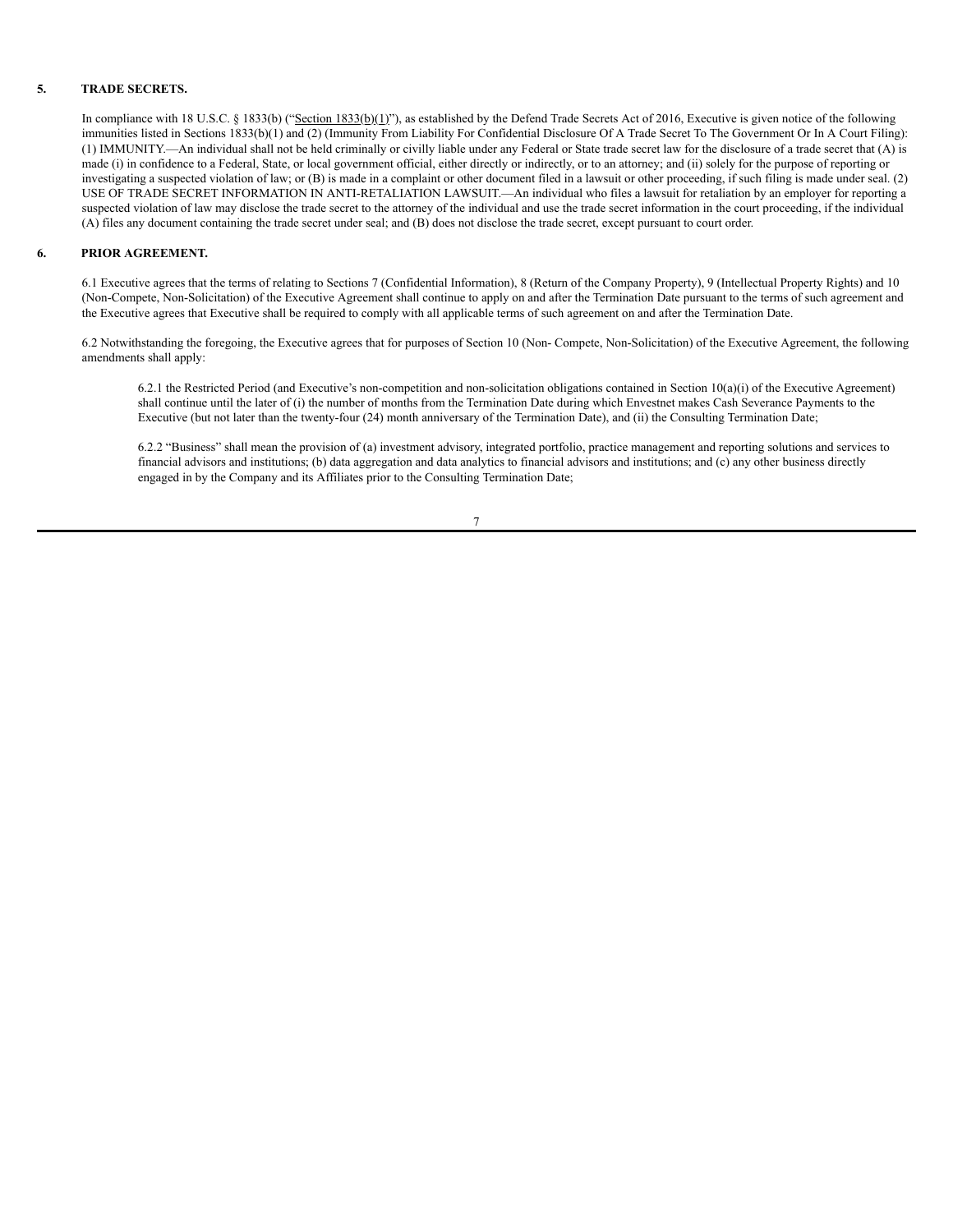## 5. TRADE SECRETS.

In compliance with 18 U.S.C. § 1833(b) ("Section 1833(b)(1)"), as established by the Defend Trade Secrets Act of 2016, Executive is given notice of the following immunities listed in Sections 1833(b)(1) and (2) (Immunity From Liability For Confidential Disclosure Of A Trade Secret To The Government Or In A Court Filing): (1) IMMUNITY.—An individual shall not be held criminally or civilly liable under any Federal or State trade secret law for the disclosure of a trade secret that (A) is made (i) in confidence to a Federal, State, or local government official, either directly or indirectly, or to an attorney; and (ii) solely for the purpose of reporting or investigating a suspected violation of law; or (B) is made in a complaint or other document filed in a lawsuit or other proceeding, if such filing is made under seal. (2) USE OF TRADE SECRET INFORMATION IN ANTI-RETALIATION LAWSUIT.—An individual who files a lawsuit for retaliation by an employer for reporting a suspected violation of law may disclose the trade secret to the attorney of the individual and use the trade secret information in the court proceeding, if the individual (A) files any document containing the trade secret under seal; and (B) does not disclose the trade secret, except pursuant to court order.

## 6. PRIOR AGREEMENT.

6.1 Executive agrees that the terms of relating to Sections 7 (Confidential Information), 8 (Return of the Company Property), 9 (Intellectual Property Rights) and 10 (Non-Compete, Non-Solicitation) of the Executive Agreement shall continue to apply on and after the Termination Date pursuant to the terms of such agreement and the Executive agrees that Executive shall be required to comply with all applicable terms of such agreement on and after the Termination Date.

6.2 Notwithstanding the foregoing, the Executive agrees that for purposes of Section 10 (Non- Compete, Non-Solicitation) of the Executive Agreement, the following amendments shall apply:

6.2.1 the Restricted Period (and Executive's non-competition and non-solicitation obligations contained in Section 10(a)(i) of the Executive Agreement) shall continue until the later of (i) the number of months from the Termination Date during which Envestnet makes Cash Severance Payments to the Executive (but not later than the twenty-four (24) month anniversary of the Termination Date), and (ii) the Consulting Termination Date;

6.2.2 "Business" shall mean the provision of (a) investment advisory, integrated portfolio, practice management and reporting solutions and services to financial advisors and institutions; (b) data aggregation and data analytics to financial advisors and institutions; and (c) any other business directly engaged in by the Company and its Affiliates prior to the Consulting Termination Date;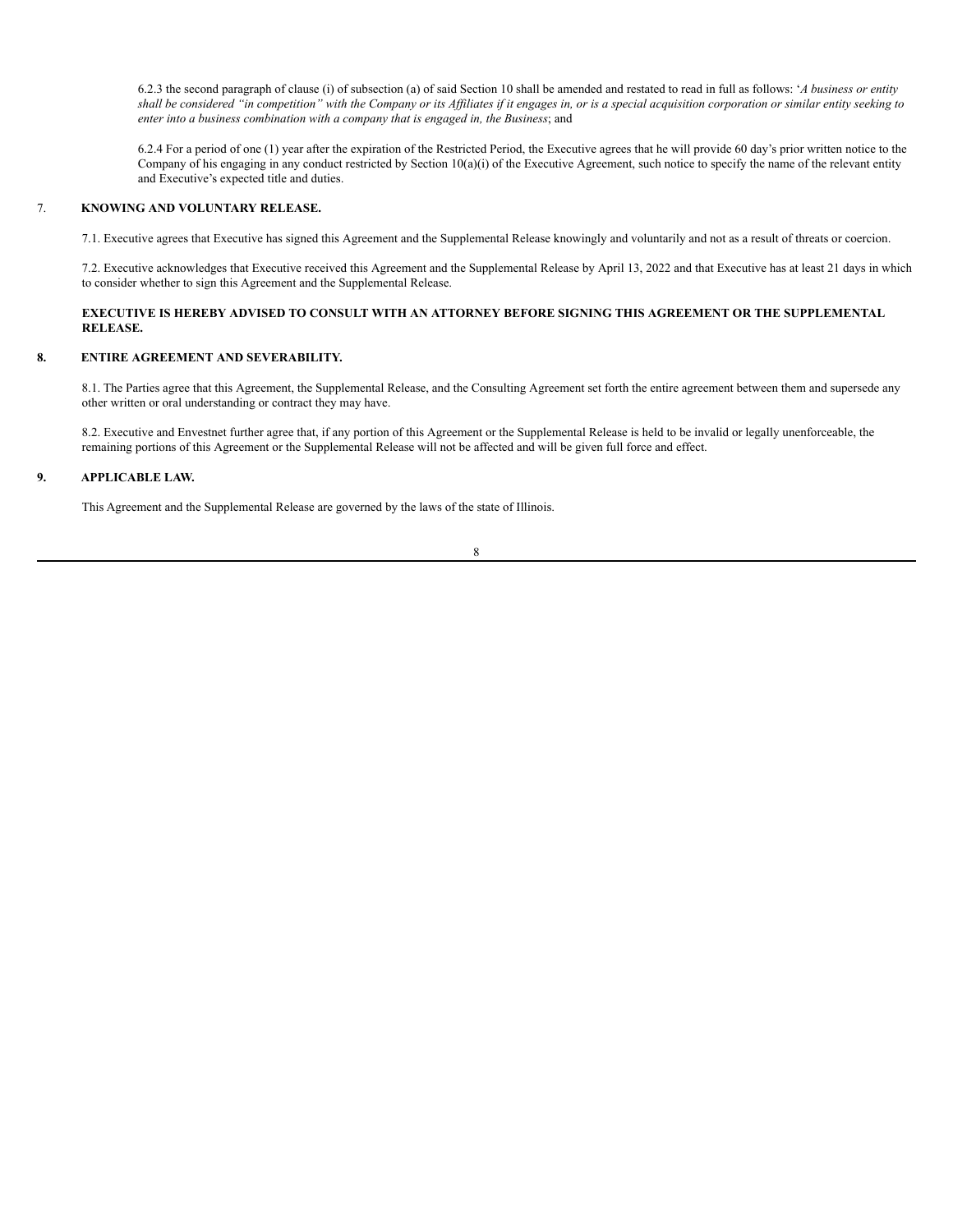6.2.3 the second paragraph of clause (i) of subsection (a) of said Section 10 shall be amended and restated to read in full as follows: '*A business or entity shall be considered "in competition" with the Company or its Affiliates if it engages in, or is a special acquisition corporation or similar entity seeking to enter into a business combination with a company that is engaged in, the Business*; and

6.2.4 For a period of one (1) year after the expiration of the Restricted Period, the Executive agrees that he will provide 60 day's prior written notice to the Company of his engaging in any conduct restricted by Section 10(a)(i) of the Executive Agreement, such notice to specify the name of the relevant entity and Executive's expected title and duties.

## 7. KNOWING AND VOLUNTARY RELEASE.

7.1. Executive agrees that Executive has signed this Agreement and the Supplemental Release knowingly and voluntarily and not as a result of threats or coercion.

7.2. Executive acknowledges that Executive received this Agreement and the Supplemental Release by April 13, 2022 and that Executive has at least 21 days in which to consider whether to sign this Agreement and the Supplemental Release.

**EXECUTIVE IS HEREBY ADVISED TO CONSULT WITH AN ATTORNEY BEFORE SIGNING THIS AGREEMENT OR THE SUPPLEMENTAL RELEASE.**

## 8. ENTIRE AGREEMENT AND SEVERABILITY.

8.1. The Parties agree that this Agreement, the Supplemental Release, and the Consulting Agreement set forth the entire agreement between them and supersede any other written or oral understanding or contract they may have.

8.2. Executive and Envestnet further agree that, if any portion of this Agreement or the Supplemental Release is held to be invalid or legally unenforceable, the remaining portions of this Agreement or the Supplemental Release will not be affected and will be given full force and effect.

## 9. APPLICABLE LAW.

This Agreement and the Supplemental Release are governed by the laws of the state of Illinois.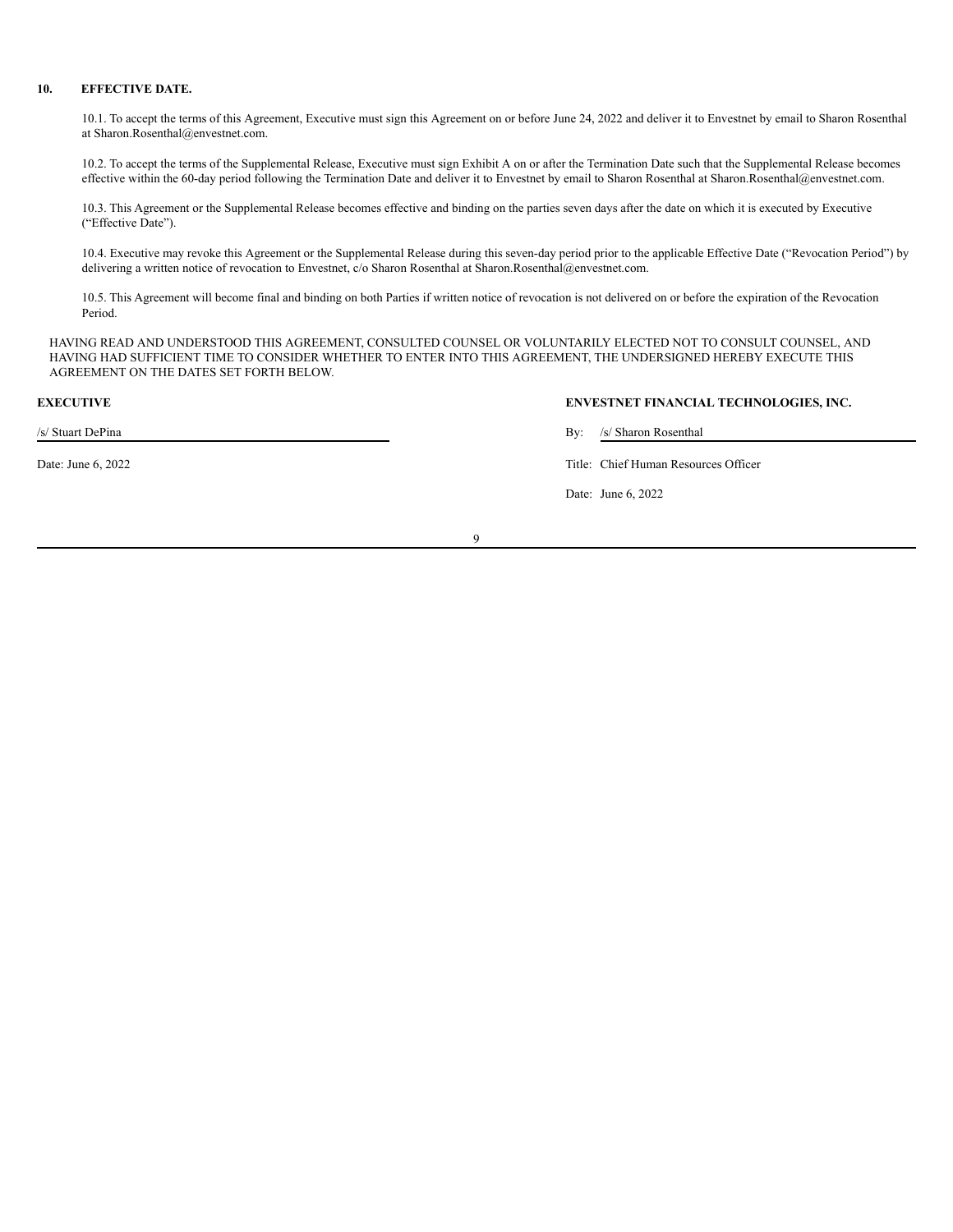**10. EFFECTIVE DATE.**

10.1. To accept the terms of this Agreement, Executive must sign this Agreement on or before June 24, 2022 and deliver it to Envestnet by email to Sharon Rosenthal at Sharon.Rosenthal@envestnet.com.

10.2. To accept the terms of the Supplemental Release, Executive must sign Exhibit A on or after the Termination Date such that the Supplemental Release becomes effective within the 60-day period following the Termination Date and deliver it to Envestnet by email to Sharon Rosenthal at Sharon.Rosenthal@envestnet.com.

10.3. This Agreement or the Supplemental Release becomes effective and binding on the parties seven days after the date on which it is executed by Executive ("Effective Date").

10.4. Executive may revoke this Agreement or the Supplemental Release during this seven-day period prior to the applicable Effective Date ("Revocation Period") by delivering a written notice of revocation to Envestnet, c/o Sharon Rosenthal at Sharon.Rosenthal@envestnet.com.

10.5. This Agreement will become final and binding on both Parties if written notice of revocation is not delivered on or before the expiration of the Revocation Period.

HAVING READ AND UNDERSTOOD THIS AGREEMENT, CONSULTED COUNSEL OR VOLUNTARILY ELECTED NOT TO CONSULT COUNSEL, AND HAVING HAD SUFFICIENT TIME TO CONSIDER WHETHER TO ENTER INTO THIS AGREEMENT, THE UNDERSIGNED HEREBY EXECUTE THIS AGREEMENT ON THE DATES SET FORTH BELOW.

**EXECUTIVE**

/s/ Stuart DePina

Date: June 6, 2022

**ENVESTNET FINANCIAL TECHNOLOGIES, INC.**

By: /s/ Sharon Rosenthal

Title: Chief Human Resources Officer

Date: June 6, 2022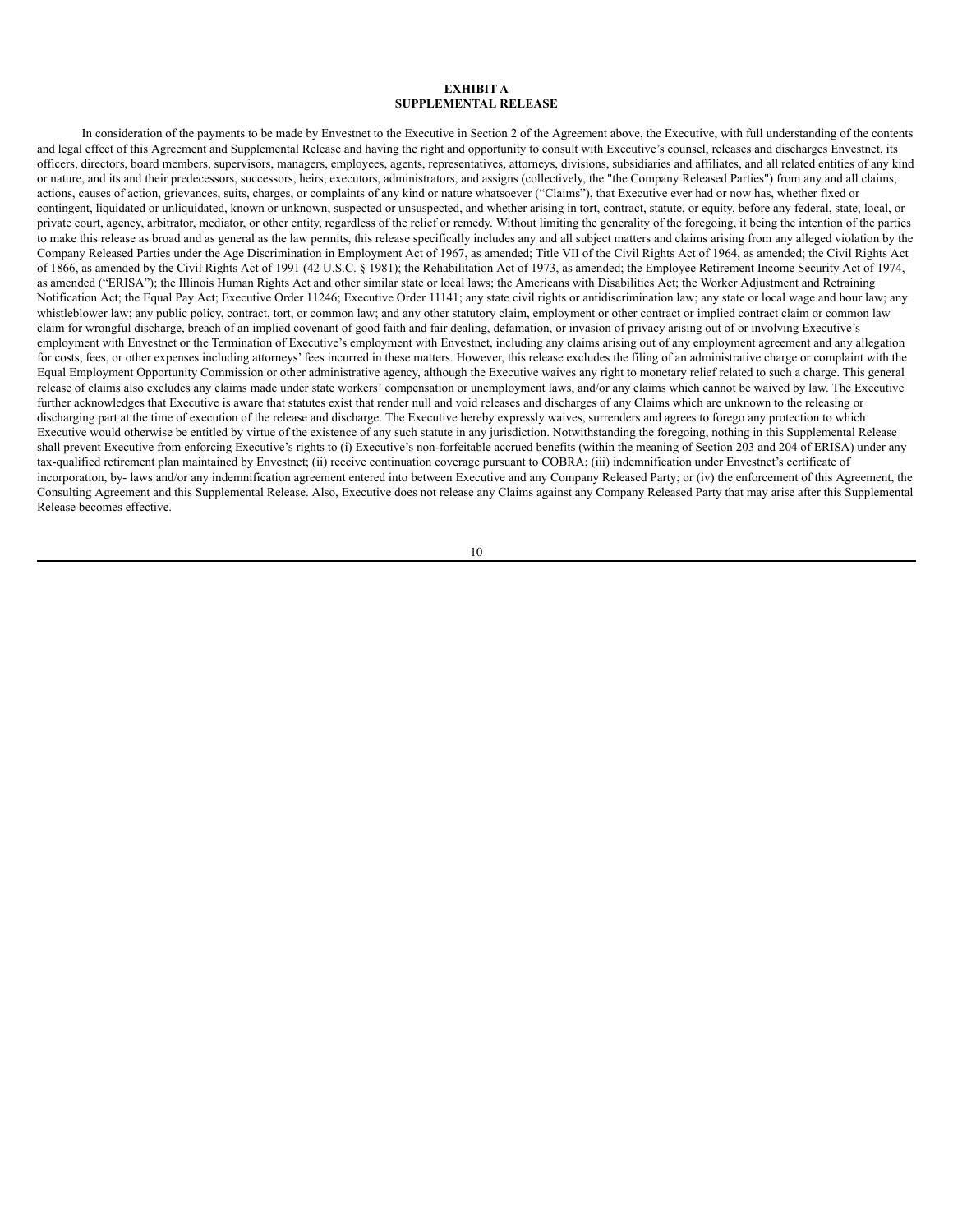**EXHIBIT A**
**SUPPLEMENTAL RELEASE**

In consideration of the payments to be made by Envestnet to the Executive in Section 2 of the Agreement above, the Executive, with full understanding of the contents and legal effect of this Agreement and Supplemental Release and having the right and opportunity to consult with Executive's counsel, releases and discharges Envestnet, its officers, directors, board members, supervisors, managers, employees, agents, representatives, attorneys, divisions, subsidiaries and affiliates, and all related entities of any kind or nature, and its and their predecessors, successors, heirs, executors, administrators, and assigns (collectively, the "the Company Released Parties") from any and all claims, actions, causes of action, grievances, suits, charges, or complaints of any kind or nature whatsoever ("Claims"), that Executive ever had or now has, whether fixed or contingent, liquidated or unliquidated, known or unknown, suspected or unsuspected, and whether arising in tort, contract, statute, or equity, before any federal, state, local, or private court, agency, arbitrator, mediator, or other entity, regardless of the relief or remedy. Without limiting the generality of the foregoing, it being the intention of the parties to make this release as broad and as general as the law permits, this release specifically includes any and all subject matters and claims arising from any alleged violation by the Company Released Parties under the Age Discrimination in Employment Act of 1967, as amended; Title VII of the Civil Rights Act of 1964, as amended; the Civil Rights Act of 1866, as amended by the Civil Rights Act of 1991 (42 U.S.C. § 1981); the Rehabilitation Act of 1973, as amended; the Employee Retirement Income Security Act of 1974, as amended ("ERISA"); the Illinois Human Rights Act and other similar state or local laws; the Americans with Disabilities Act; the Worker Adjustment and Retraining Notification Act; the Equal Pay Act; Executive Order 11246; Executive Order 11141; any state civil rights or antidiscrimination law; any state or local wage and hour law; any whistleblower law; any public policy, contract, tort, or common law; and any other statutory claim, employment or other contract or implied contract claim or common law claim for wrongful discharge, breach of an implied covenant of good faith and fair dealing, defamation, or invasion of privacy arising out of or involving Executive's employment with Envestnet or the Termination of Executive's employment with Envestnet, including any claims arising out of any employment agreement and any allegation for costs, fees, or other expenses including attorneys' fees incurred in these matters. However, this release excludes the filing of an administrative charge or complaint with the Equal Employment Opportunity Commission or other administrative agency, although the Executive waives any right to monetary relief related to such a charge. This general release of claims also excludes any claims made under state workers' compensation or unemployment laws, and/or any claims which cannot be waived by law. The Executive further acknowledges that Executive is aware that statutes exist that render null and void releases and discharges of any Claims which are unknown to the releasing or discharging part at the time of execution of the release and discharge. The Executive hereby expressly waives, surrenders and agrees to forego any protection to which Executive would otherwise be entitled by virtue of the existence of any such statute in any jurisdiction. Notwithstanding the foregoing, nothing in this Supplemental Release shall prevent Executive from enforcing Executive's rights to (i) Executive's non-forfeitable accrued benefits (within the meaning of Section 203 and 204 of ERISA) under any tax-qualified retirement plan maintained by Envestnet; (ii) receive continuation coverage pursuant to COBRA; (iii) indemnification under Envestnet's certificate of incorporation, by- laws and/or any indemnification agreement entered into between Executive and any Company Released Party; or (iv) the enforcement of this Agreement, the Consulting Agreement and this Supplemental Release. Also, Executive does not release any Claims against any Company Released Party that may arise after this Supplemental Release becomes effective.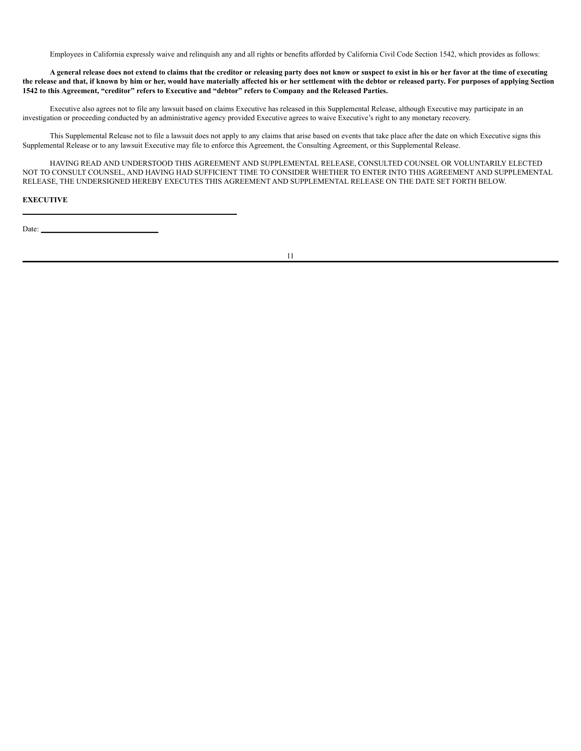Employees in California expressly waive and relinquish any and all rights or benefits afforded by California Civil Code Section 1542, which provides as follows:

**A general release does not extend to claims that the creditor or releasing party does not know or suspect to exist in his or her favor at the time of executing the release and that, if known by him or her, would have materially affected his or her settlement with the debtor or released party. For purposes of applying Section 1542 to this Agreement, "creditor" refers to Executive and "debtor" refers to Company and the Released Parties.**

Executive also agrees not to file any lawsuit based on claims Executive has released in this Supplemental Release, although Executive may participate in an investigation or proceeding conducted by an administrative agency provided Executive agrees to waive Executive's right to any monetary recovery.

This Supplemental Release not to file a lawsuit does not apply to any claims that arise based on events that take place after the date on which Executive signs this Supplemental Release or to any lawsuit Executive may file to enforce this Agreement, the Consulting Agreement, or this Supplemental Release.

HAVING READ AND UNDERSTOOD THIS AGREEMENT AND SUPPLEMENTAL RELEASE, CONSULTED COUNSEL OR VOLUNTARILY ELECTED NOT TO CONSULT COUNSEL, AND HAVING HAD SUFFICIENT TIME TO CONSIDER WHETHER TO ENTER INTO THIS AGREEMENT AND SUPPLEMENTAL RELEASE, THE UNDERSIGNED HEREBY EXECUTES THIS AGREEMENT AND SUPPLEMENTAL RELEASE ON THE DATE SET FORTH BELOW.

**EXECUTIVE**

\_\_\_\_\_\_\_\_\_\_\_\_\_\_\_\_\_\_\_\_\_\_\_\_\_\_\_\_\_\_\_\_\_\_\_\_\_\_\_\_

Date: \_\_\_\_\_\_\_\_\_\_\_\_\_\_\_\_\_\_\_\_\_\_\_\_\_\_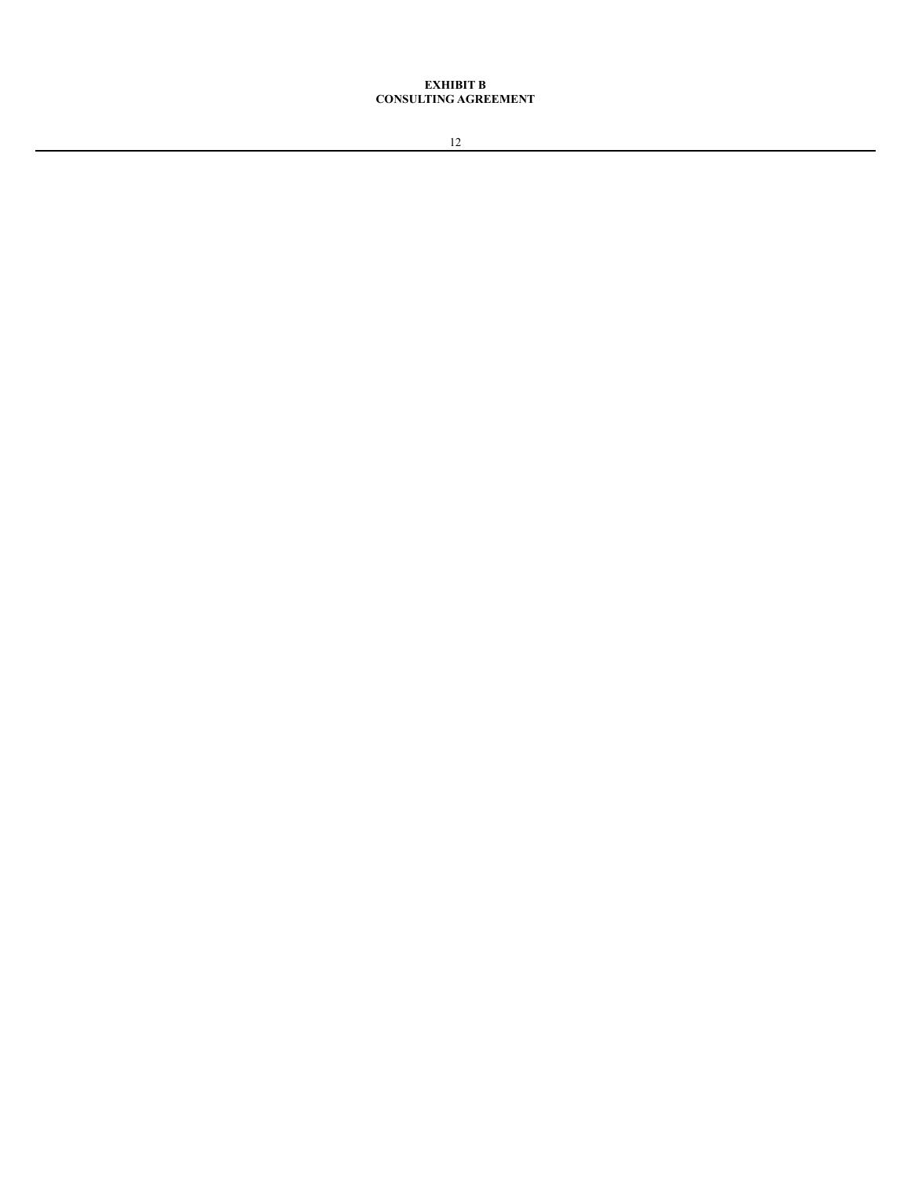**EXHIBIT B**
**CONSULTING AGREEMENT**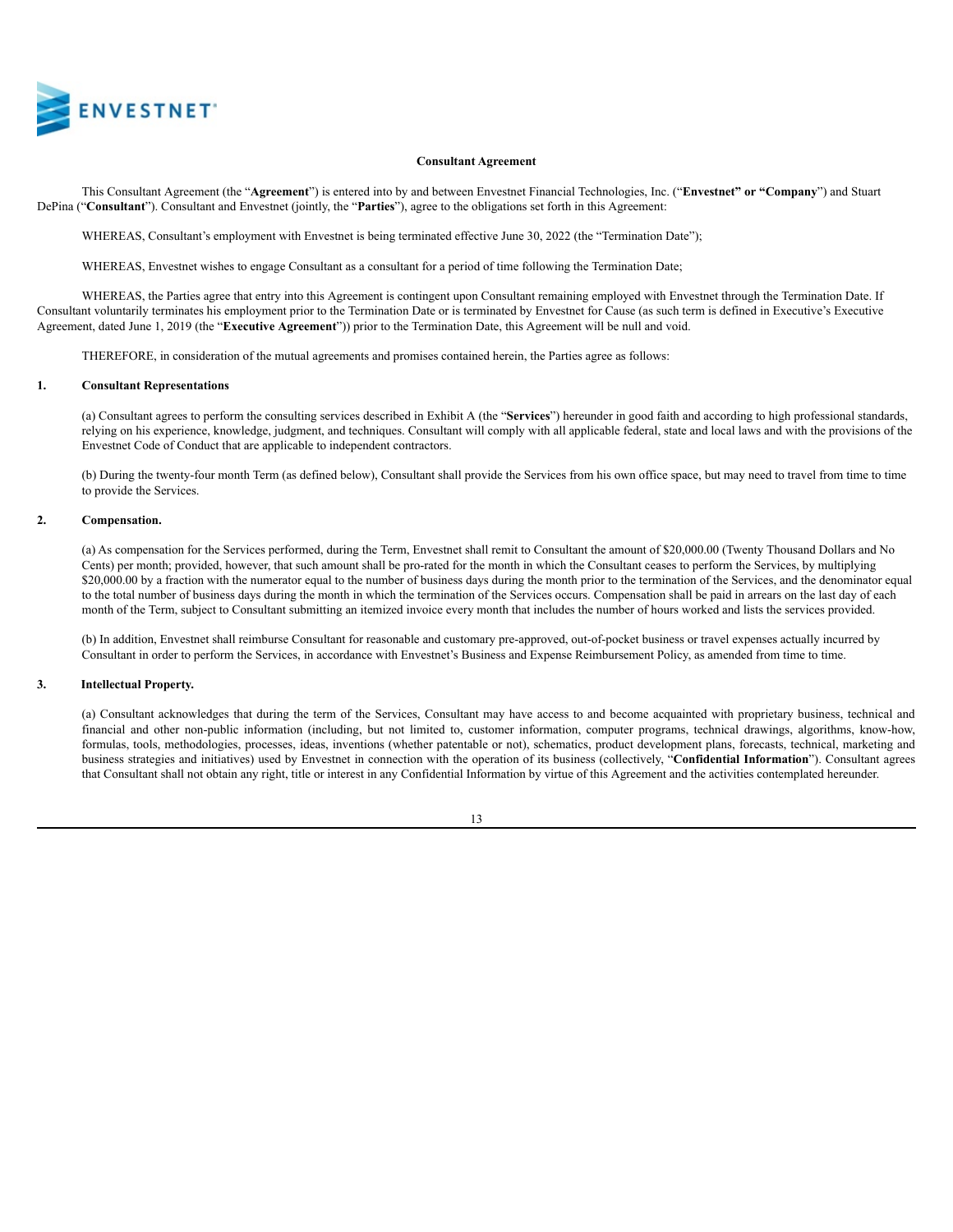ENVESTNET

**Consultant Agreement**

This Consultant Agreement (the "**Agreement**") is entered into by and between Envestnet Financial Technologies, Inc. ("**Envestnet" or "Company**") and Stuart DePina ("**Consultant**"). Consultant and Envestnet (jointly, the "**Parties**"), agree to the obligations set forth in this Agreement:

WHEREAS, Consultant's employment with Envestnet is being terminated effective June 30, 2022 (the "Termination Date");

WHEREAS, Envestnet wishes to engage Consultant as a consultant for a period of time following the Termination Date;

WHEREAS, the Parties agree that entry into this Agreement is contingent upon Consultant remaining employed with Envestnet through the Termination Date. If Consultant voluntarily terminates his employment prior to the Termination Date or is terminated by Envestnet for Cause (as such term is defined in Executive's Executive Agreement, dated June 1, 2019 (the "**Executive Agreement**")) prior to the Termination Date, this Agreement will be null and void.

THEREFORE, in consideration of the mutual agreements and promises contained herein, the Parties agree as follows:

**1. Consultant Representations**

(a) Consultant agrees to perform the consulting services described in Exhibit A (the "**Services**") hereunder in good faith and according to high professional standards, relying on his experience, knowledge, judgment, and techniques. Consultant will comply with all applicable federal, state and local laws and with the provisions of the Envestnet Code of Conduct that are applicable to independent contractors.

(b) During the twenty-four month Term (as defined below), Consultant shall provide the Services from his own office space, but may need to travel from time to time to provide the Services.

**2. Compensation.**

(a) As compensation for the Services performed, during the Term, Envestnet shall remit to Consultant the amount of $20,000.00 (Twenty Thousand Dollars and No Cents) per month; provided, however, that such amount shall be pro-rated for the month in which the Consultant ceases to perform the Services, by multiplying $20,000.00 by a fraction with the numerator equal to the number of business days during the month prior to the termination of the Services, and the denominator equal to the total number of business days during the month in which the termination of the Services occurs. Compensation shall be paid in arrears on the last day of each month of the Term, subject to Consultant submitting an itemized invoice every month that includes the number of hours worked and lists the services provided.

(b) In addition, Envestnet shall reimburse Consultant for reasonable and customary pre-approved, out-of-pocket business or travel expenses actually incurred by Consultant in order to perform the Services, in accordance with Envestnet's Business and Expense Reimbursement Policy, as amended from time to time.

**3. Intellectual Property.**

(a) Consultant acknowledges that during the term of the Services, Consultant may have access to and become acquainted with proprietary business, technical and financial and other non-public information (including, but not limited to, customer information, computer programs, technical drawings, algorithms, know-how, formulas, tools, methodologies, processes, ideas, inventions (whether patentable or not), schematics, product development plans, forecasts, technical, marketing and business strategies and initiatives) used by Envestnet in connection with the operation of its business (collectively, "**Confidential Information**"). Consultant agrees that Consultant shall not obtain any right, title or interest in any Confidential Information by virtue of this Agreement and the activities contemplated hereunder.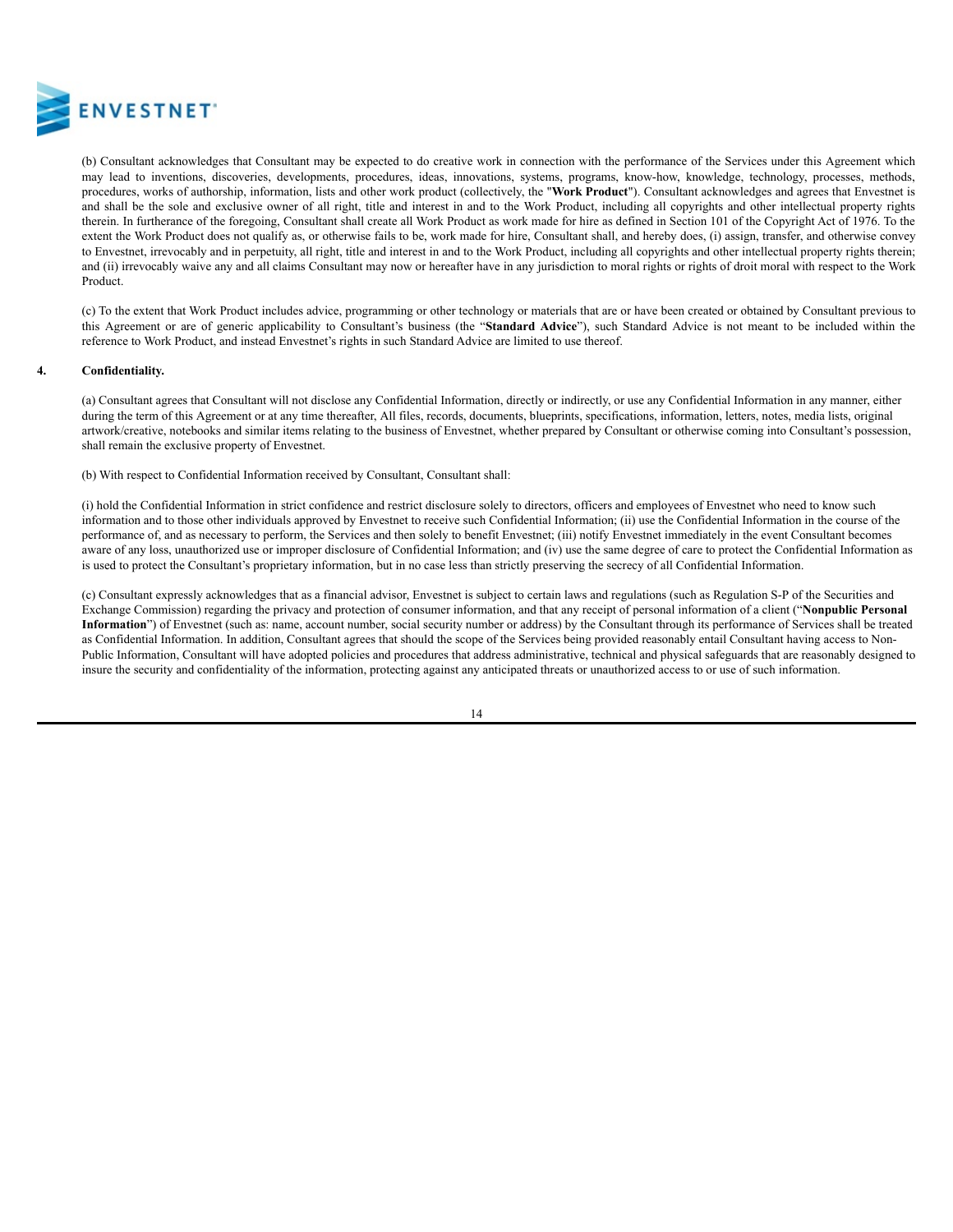(b) Consultant acknowledges that Consultant may be expected to do creative work in connection with the performance of the Services under this Agreement which may lead to inventions, discoveries, developments, procedures, ideas, innovations, systems, programs, know-how, knowledge, technology, processes, methods, procedures, works of authorship, information, lists and other work product (collectively, the "**Work Product**"). Consultant acknowledges and agrees that Envestnet is and shall be the sole and exclusive owner of all right, title and interest in and to the Work Product, including all copyrights and other intellectual property rights therein. In furtherance of the foregoing, Consultant shall create all Work Product as work made for hire as defined in Section 101 of the Copyright Act of 1976. To the extent the Work Product does not qualify as, or otherwise fails to be, work made for hire, Consultant shall, and hereby does, (i) assign, transfer, and otherwise convey to Envestnet, irrevocably and in perpetuity, all right, title and interest in and to the Work Product, including all copyrights and other intellectual property rights therein; and (ii) irrevocably waive any and all claims Consultant may now or hereafter have in any jurisdiction to moral rights or rights of droit moral with respect to the Work Product.

(c) To the extent that Work Product includes advice, programming or other technology or materials that are or have been created or obtained by Consultant previous to this Agreement or are of generic applicability to Consultant's business (the "**Standard Advice**"), such Standard Advice is not meant to be included within the reference to Work Product, and instead Envestnet's rights in such Standard Advice are limited to use thereof.

**4. Confidentiality.**

(a) Consultant agrees that Consultant will not disclose any Confidential Information, directly or indirectly, or use any Confidential Information in any manner, either during the term of this Agreement or at any time thereafter, All files, records, documents, blueprints, specifications, information, letters, notes, media lists, original artwork/creative, notebooks and similar items relating to the business of Envestnet, whether prepared by Consultant or otherwise coming into Consultant's possession, shall remain the exclusive property of Envestnet.

(b) With respect to Confidential Information received by Consultant, Consultant shall:

(i) hold the Confidential Information in strict confidence and restrict disclosure solely to directors, officers and employees of Envestnet who need to know such information and to those other individuals approved by Envestnet to receive such Confidential Information; (ii) use the Confidential Information in the course of the performance of, and as necessary to perform, the Services and then solely to benefit Envestnet; (iii) notify Envestnet immediately in the event Consultant becomes aware of any loss, unauthorized use or improper disclosure of Confidential Information; and (iv) use the same degree of care to protect the Confidential Information as is used to protect the Consultant's proprietary information, but in no case less than strictly preserving the secrecy of all Confidential Information.

(c) Consultant expressly acknowledges that as a financial advisor, Envestnet is subject to certain laws and regulations (such as Regulation S-P of the Securities and Exchange Commission) regarding the privacy and protection of consumer information, and that any receipt of personal information of a client ("**Nonpublic Personal Information**") of Envestnet (such as: name, account number, social security number or address) by the Consultant through its performance of Services shall be treated as Confidential Information. In addition, Consultant agrees that should the scope of the Services being provided reasonably entail Consultant having access to Non-Public Information, Consultant will have adopted policies and procedures that address administrative, technical and physical safeguards that are reasonably designed to insure the security and confidentiality of the information, protecting against any anticipated threats or unauthorized access to or use of such information.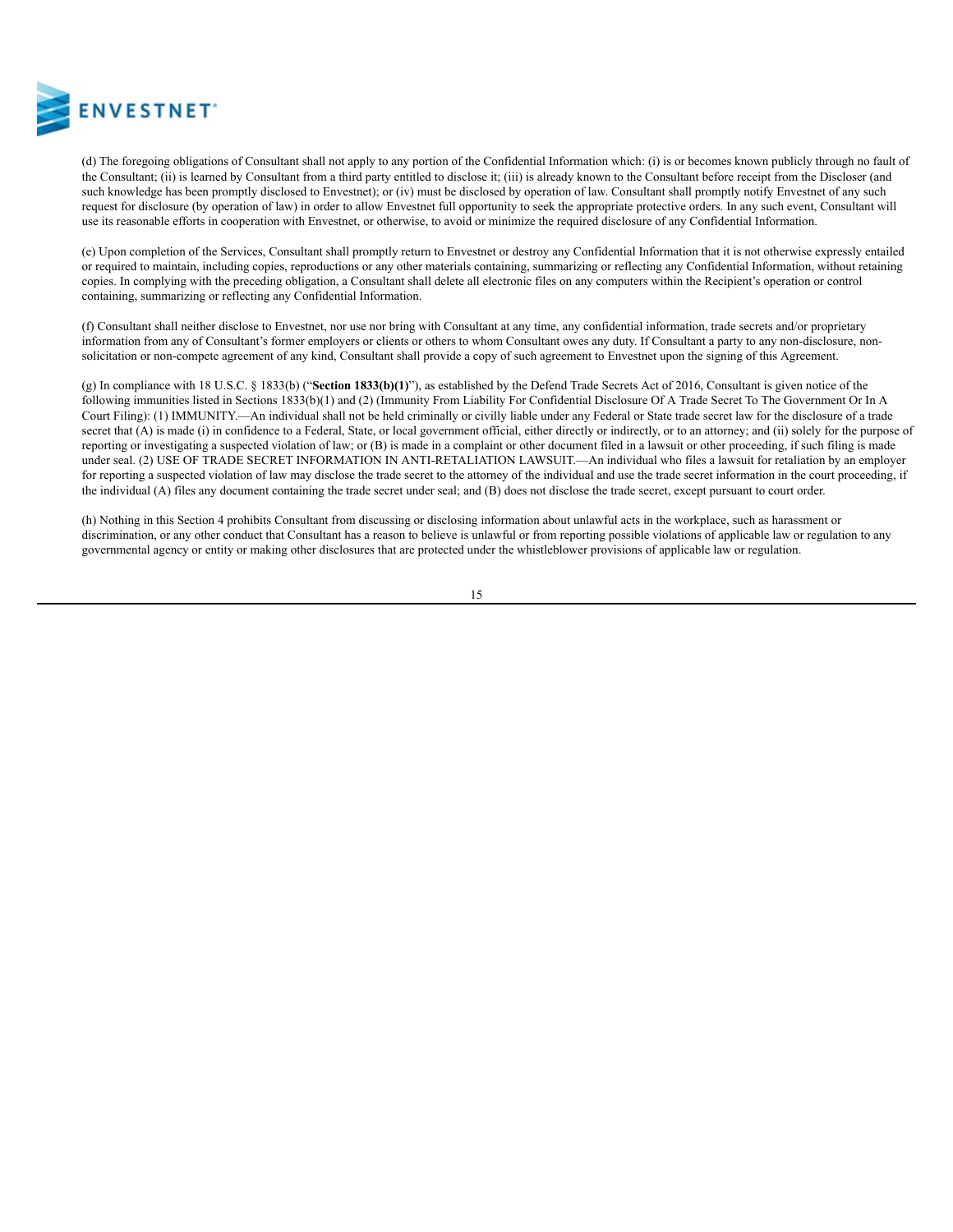(d) The foregoing obligations of Consultant shall not apply to any portion of the Confidential Information which: (i) is or becomes known publicly through no fault of the Consultant; (ii) is learned by Consultant from a third party entitled to disclose it; (iii) is already known to the Consultant before receipt from the Discloser (and such knowledge has been promptly disclosed to Envestnet); or (iv) must be disclosed by operation of law. Consultant shall promptly notify Envestnet of any such request for disclosure (by operation of law) in order to allow Envestnet full opportunity to seek the appropriate protective orders. In any such event, Consultant will use its reasonable efforts in cooperation with Envestnet, or otherwise, to avoid or minimize the required disclosure of any Confidential Information.

(e) Upon completion of the Services, Consultant shall promptly return to Envestnet or destroy any Confidential Information that it is not otherwise expressly entailed or required to maintain, including copies, reproductions or any other materials containing, summarizing or reflecting any Confidential Information, without retaining copies. In complying with the preceding obligation, a Consultant shall delete all electronic files on any computers within the Recipient's operation or control containing, summarizing or reflecting any Confidential Information.

(f) Consultant shall neither disclose to Envestnet, nor use nor bring with Consultant at any time, any confidential information, trade secrets and/or proprietary information from any of Consultant's former employers or clients or others to whom Consultant owes any duty. If Consultant a party to any non-disclosure, non-solicitation or non-compete agreement of any kind, Consultant shall provide a copy of such agreement to Envestnet upon the signing of this Agreement.

(g) In compliance with 18 U.S.C. § 1833(b) ("**Section 1833(b)(1)**"), as established by the Defend Trade Secrets Act of 2016, Consultant is given notice of the following immunities listed in Sections 1833(b)(1) and (2) (Immunity From Liability For Confidential Disclosure Of A Trade Secret To The Government Or In A Court Filing): (1) IMMUNITY.—An individual shall not be held criminally or civilly liable under any Federal or State trade secret law for the disclosure of a trade secret that (A) is made (i) in confidence to a Federal, State, or local government official, either directly or indirectly, or to an attorney; and (ii) solely for the purpose of reporting or investigating a suspected violation of law; or (B) is made in a complaint or other document filed in a lawsuit or other proceeding, if such filing is made under seal. (2) USE OF TRADE SECRET INFORMATION IN ANTI-RETALIATION LAWSUIT.—An individual who files a lawsuit for retaliation by an employer for reporting a suspected violation of law may disclose the trade secret to the attorney of the individual and use the trade secret information in the court proceeding, if the individual (A) files any document containing the trade secret under seal; and (B) does not disclose the trade secret, except pursuant to court order.

(h) Nothing in this Section 4 prohibits Consultant from discussing or disclosing information about unlawful acts in the workplace, such as harassment or discrimination, or any other conduct that Consultant has a reason to believe is unlawful or from reporting possible violations of applicable law or regulation to any governmental agency or entity or making other disclosures that are protected under the whistleblower provisions of applicable law or regulation.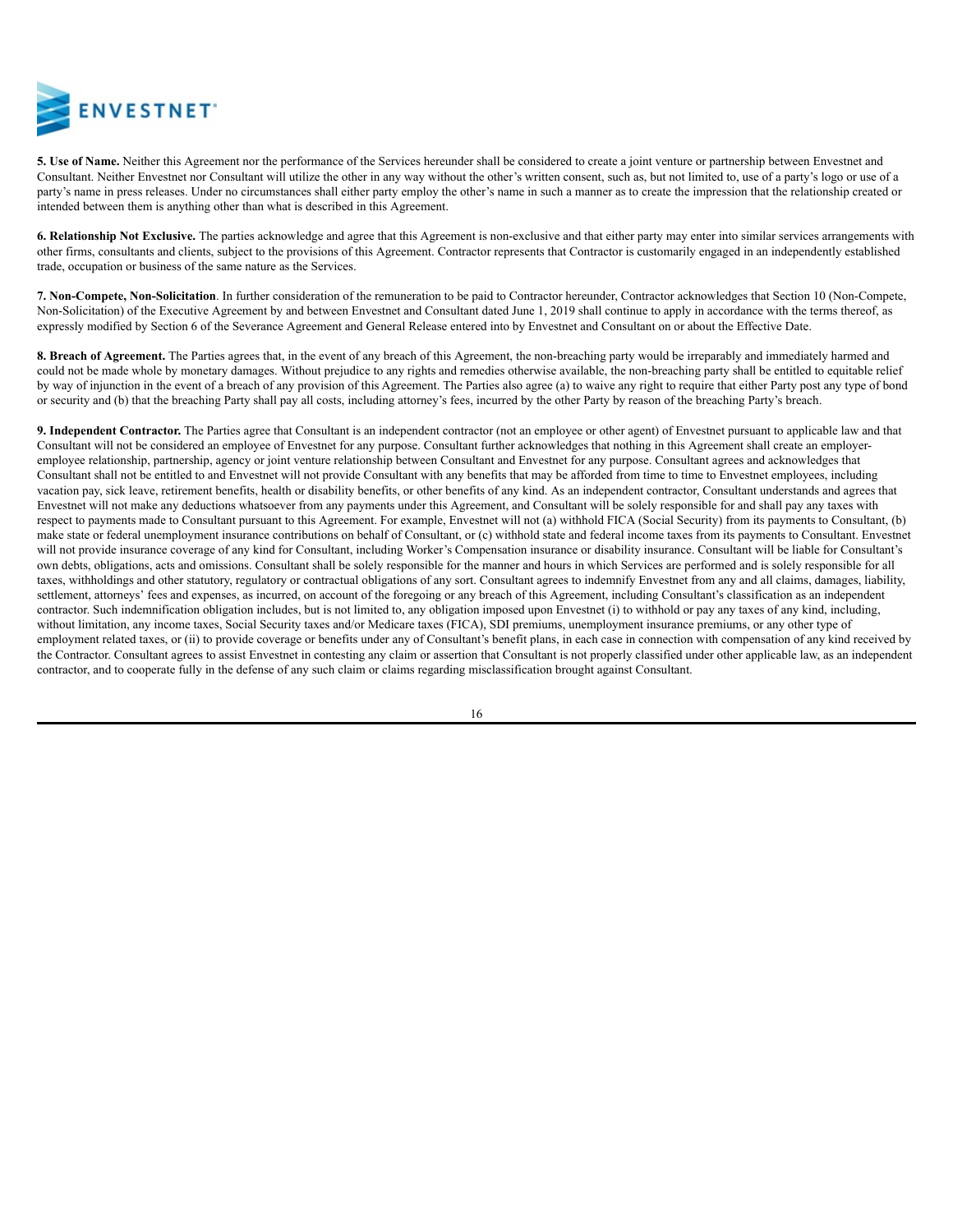**5. Use of Name.** Neither this Agreement nor the performance of the Services hereunder shall be considered to create a joint venture or partnership between Envestnet and Consultant. Neither Envestnet nor Consultant will utilize the other in any way without the other's written consent, such as, but not limited to, use of a party's logo or use of a party's name in press releases. Under no circumstances shall either party employ the other's name in such a manner as to create the impression that the relationship created or intended between them is anything other than what is described in this Agreement.

**6. Relationship Not Exclusive.** The parties acknowledge and agree that this Agreement is non-exclusive and that either party may enter into similar services arrangements with other firms, consultants and clients, subject to the provisions of this Agreement. Contractor represents that Contractor is customarily engaged in an independently established trade, occupation or business of the same nature as the Services.

**7. Non-Compete, Non-Solicitation**. In further consideration of the remuneration to be paid to Contractor hereunder, Contractor acknowledges that Section 10 (Non-Compete, Non-Solicitation) of the Executive Agreement by and between Envestnet and Consultant dated June 1, 2019 shall continue to apply in accordance with the terms thereof, as expressly modified by Section 6 of the Severance Agreement and General Release entered into by Envestnet and Consultant on or about the Effective Date.

**8. Breach of Agreement.** The Parties agrees that, in the event of any breach of this Agreement, the non-breaching party would be irreparably and immediately harmed and could not be made whole by monetary damages. Without prejudice to any rights and remedies otherwise available, the non-breaching party shall be entitled to equitable relief by way of injunction in the event of a breach of any provision of this Agreement. The Parties also agree (a) to waive any right to require that either Party post any type of bond or security and (b) that the breaching Party shall pay all costs, including attorney's fees, incurred by the other Party by reason of the breaching Party's breach.

**9. Independent Contractor.** The Parties agree that Consultant is an independent contractor (not an employee or other agent) of Envestnet pursuant to applicable law and that Consultant will not be considered an employee of Envestnet for any purpose. Consultant further acknowledges that nothing in this Agreement shall create an employer-employee relationship, partnership, agency or joint venture relationship between Consultant and Envestnet for any purpose. Consultant agrees and acknowledges that Consultant shall not be entitled to and Envestnet will not provide Consultant with any benefits that may be afforded from time to time to Envestnet employees, including vacation pay, sick leave, retirement benefits, health or disability benefits, or other benefits of any kind. As an independent contractor, Consultant understands and agrees that Envestnet will not make any deductions whatsoever from any payments under this Agreement, and Consultant will be solely responsible for and shall pay any taxes with respect to payments made to Consultant pursuant to this Agreement. For example, Envestnet will not (a) withhold FICA (Social Security) from its payments to Consultant, (b) make state or federal unemployment insurance contributions on behalf of Consultant, or (c) withhold state and federal income taxes from its payments to Consultant. Envestnet will not provide insurance coverage of any kind for Consultant, including Worker's Compensation insurance or disability insurance. Consultant will be liable for Consultant's own debts, obligations, acts and omissions. Consultant shall be solely responsible for the manner and hours in which Services are performed and is solely responsible for all taxes, withholdings and other statutory, regulatory or contractual obligations of any sort. Consultant agrees to indemnify Envestnet from any and all claims, damages, liability, settlement, attorneys' fees and expenses, as incurred, on account of the foregoing or any breach of this Agreement, including Consultant's classification as an independent contractor. Such indemnification obligation includes, but is not limited to, any obligation imposed upon Envestnet (i) to withhold or pay any taxes of any kind, including, without limitation, any income taxes, Social Security taxes and/or Medicare taxes (FICA), SDI premiums, unemployment insurance premiums, or any other type of employment related taxes, or (ii) to provide coverage or benefits under any of Consultant's benefit plans, in each case in connection with compensation of any kind received by the Contractor. Consultant agrees to assist Envestnet in contesting any claim or assertion that Consultant is not properly classified under other applicable law, as an independent contractor, and to cooperate fully in the defense of any such claim or claims regarding misclassification brought against Consultant.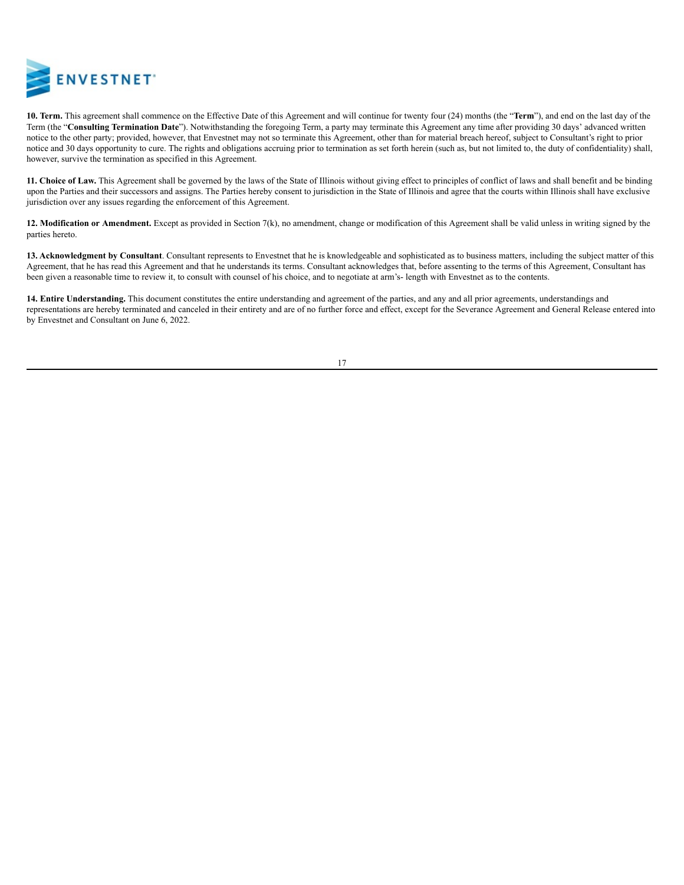**10. Term.** This agreement shall commence on the Effective Date of this Agreement and will continue for twenty four (24) months (the "**Term**"), and end on the last day of the Term (the "**Consulting Termination Date**"). Notwithstanding the foregoing Term, a party may terminate this Agreement any time after providing 30 days' advanced written notice to the other party; provided, however, that Envestnet may not so terminate this Agreement, other than for material breach hereof, subject to Consultant's right to prior notice and 30 days opportunity to cure. The rights and obligations accruing prior to termination as set forth herein (such as, but not limited to, the duty of confidentiality) shall, however, survive the termination as specified in this Agreement.

**11. Choice of Law.** This Agreement shall be governed by the laws of the State of Illinois without giving effect to principles of conflict of laws and shall benefit and be binding upon the Parties and their successors and assigns. The Parties hereby consent to jurisdiction in the State of Illinois and agree that the courts within Illinois shall have exclusive jurisdiction over any issues regarding the enforcement of this Agreement.

**12. Modification or Amendment.** Except as provided in Section 7(k), no amendment, change or modification of this Agreement shall be valid unless in writing signed by the parties hereto.

**13. Acknowledgment by Consultant**. Consultant represents to Envestnet that he is knowledgeable and sophisticated as to business matters, including the subject matter of this Agreement, that he has read this Agreement and that he understands its terms. Consultant acknowledges that, before assenting to the terms of this Agreement, Consultant has been given a reasonable time to review it, to consult with counsel of his choice, and to negotiate at arm's- length with Envestnet as to the contents.

**14. Entire Understanding.** This document constitutes the entire understanding and agreement of the parties, and any and all prior agreements, understandings and representations are hereby terminated and canceled in their entirety and are of no further force and effect, except for the Severance Agreement and General Release entered into by Envestnet and Consultant on June 6, 2022.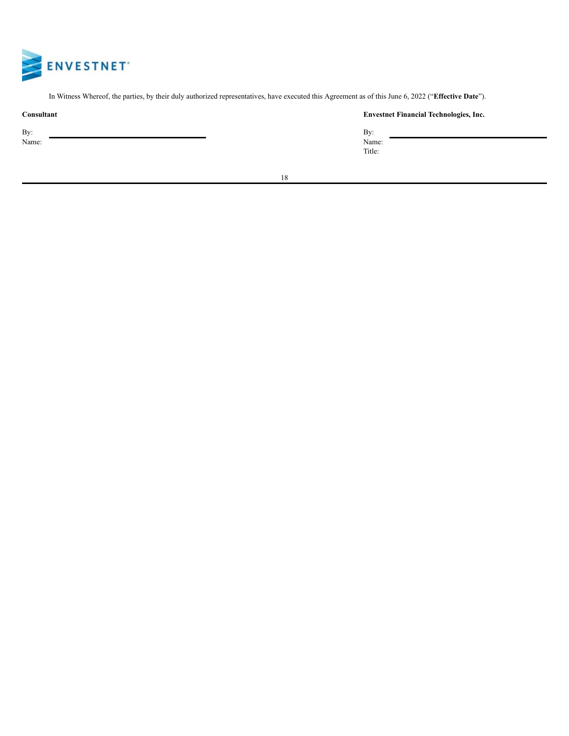In Witness Whereof, the parties, by their duly authorized representatives, have executed this Agreement as of this June 6, 2022 ("**Effective Date**").

| **Consultant** | **Envestnet Financial Technologies, Inc.** |
| --- | --- |
| By: ______________________ | By: ______________________ |
| Name: | Name: |
| | Title: |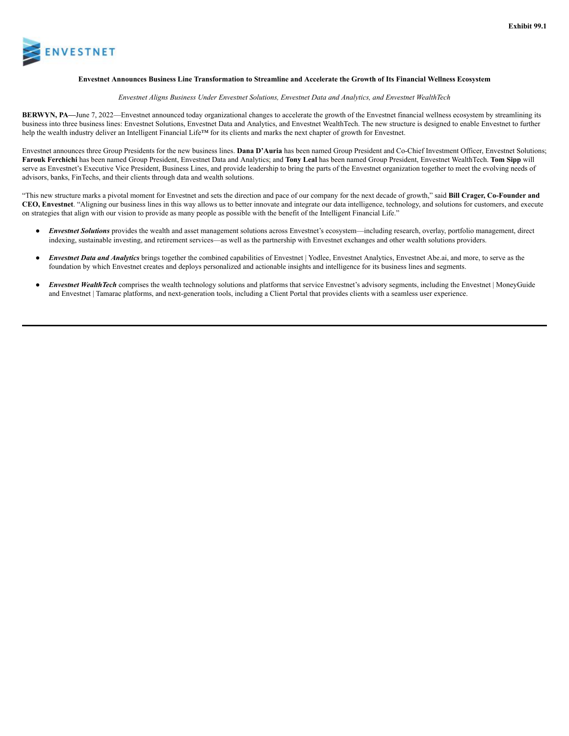Exhibit 99.1

ENVESTNET

**Envestnet Announces Business Line Transformation to Streamline and Accelerate the Growth of Its Financial Wellness Ecosystem**

*Envestnet Aligns Business Under Envestnet Solutions, Envestnet Data and Analytics, and Envestnet WealthTech*

**BERWYN, PA—**June 7, 2022—Envestnet announced today organizational changes to accelerate the growth of the Envestnet financial wellness ecosystem by streamlining its business into three business lines: Envestnet Solutions, Envestnet Data and Analytics, and Envestnet WealthTech. The new structure is designed to enable Envestnet to further help the wealth industry deliver an Intelligent Financial Life™ for its clients and marks the next chapter of growth for Envestnet.

Envestnet announces three Group Presidents for the new business lines. **Dana D'Auria** has been named Group President and Co-Chief Investment Officer, Envestnet Solutions; **Farouk Ferchichi** has been named Group President, Envestnet Data and Analytics; and **Tony Leal** has been named Group President, Envestnet WealthTech. **Tom Sipp** will serve as Envestnet's Executive Vice President, Business Lines, and provide leadership to bring the parts of the Envestnet organization together to meet the evolving needs of advisors, banks, FinTechs, and their clients through data and wealth solutions.

"This new structure marks a pivotal moment for Envestnet and sets the direction and pace of our company for the next decade of growth," said **Bill Crager, Co-Founder and CEO, Envestnet**. "Aligning our business lines in this way allows us to better innovate and integrate our data intelligence, technology, and solutions for customers, and execute on strategies that align with our vision to provide as many people as possible with the benefit of the Intelligent Financial Life."

- ***Envestnet Solutions*** provides the wealth and asset management solutions across Envestnet's ecosystem—including research, overlay, portfolio management, direct indexing, sustainable investing, and retirement services—as well as the partnership with Envestnet exchanges and other wealth solutions providers.
- ***Envestnet Data and Analytics*** brings together the combined capabilities of Envestnet | Yodlee, Envestnet Analytics, Envestnet Abe.ai, and more, to serve as the foundation by which Envestnet creates and deploys personalized and actionable insights and intelligence for its business lines and segments.
- ***Envestnet WealthTech*** comprises the wealth technology solutions and platforms that service Envestnet's advisory segments, including the Envestnet | MoneyGuide and Envestnet | Tamarac platforms, and next-generation tools, including a Client Portal that provides clients with a seamless user experience.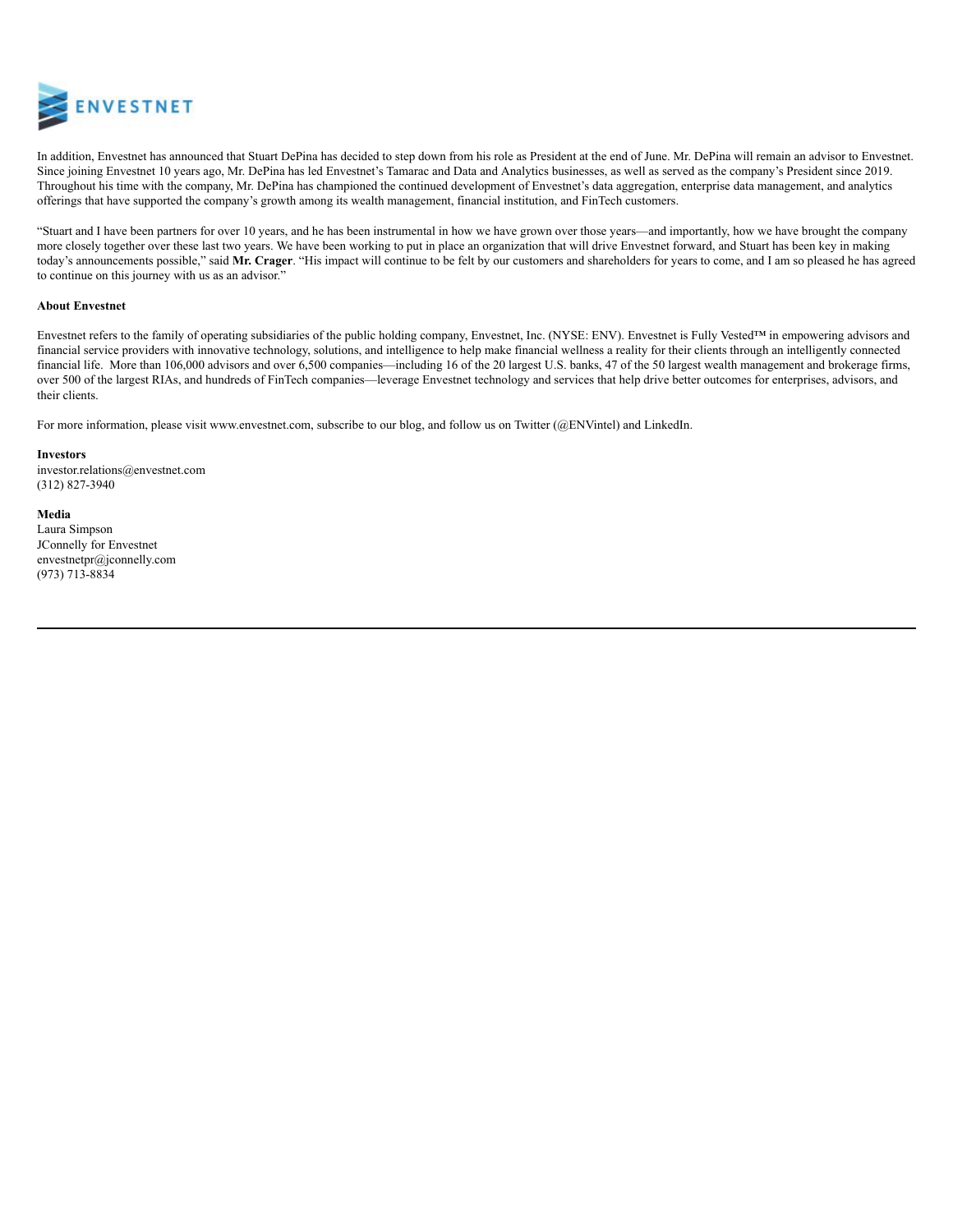In addition, Envestnet has announced that Stuart DePina has decided to step down from his role as President at the end of June. Mr. DePina will remain an advisor to Envestnet. Since joining Envestnet 10 years ago, Mr. DePina has led Envestnet's Tamarac and Data and Analytics businesses, as well as served as the company's President since 2019. Throughout his time with the company, Mr. DePina has championed the continued development of Envestnet's data aggregation, enterprise data management, and analytics offerings that have supported the company's growth among its wealth management, financial institution, and FinTech customers.

"Stuart and I have been partners for over 10 years, and he has been instrumental in how we have grown over those years—and importantly, how we have brought the company more closely together over these last two years. We have been working to put in place an organization that will drive Envestnet forward, and Stuart has been key in making today's announcements possible," said **Mr. Crager**. "His impact will continue to be felt by our customers and shareholders for years to come, and I am so pleased he has agreed to continue on this journey with us as an advisor."

**About Envestnet**

Envestnet refers to the family of operating subsidiaries of the public holding company, Envestnet, Inc. (NYSE: ENV). Envestnet is Fully Vested™ in empowering advisors and financial service providers with innovative technology, solutions, and intelligence to help make financial wellness a reality for their clients through an intelligently connected financial life. More than 106,000 advisors and over 6,500 companies—including 16 of the 20 largest U.S. banks, 47 of the 50 largest wealth management and brokerage firms, over 500 of the largest RIAs, and hundreds of FinTech companies—leverage Envestnet technology and services that help drive better outcomes for enterprises, advisors, and their clients.

For more information, please visit www.envestnet.com, subscribe to our blog, and follow us on Twitter (@ENVintel) and LinkedIn.

**Investors**
investor.relations@envestnet.com
(312) 827-3940

**Media**
Laura Simpson
JConnelly for Envestnet
envestnetpr@jconnelly.com
(973) 713-8834